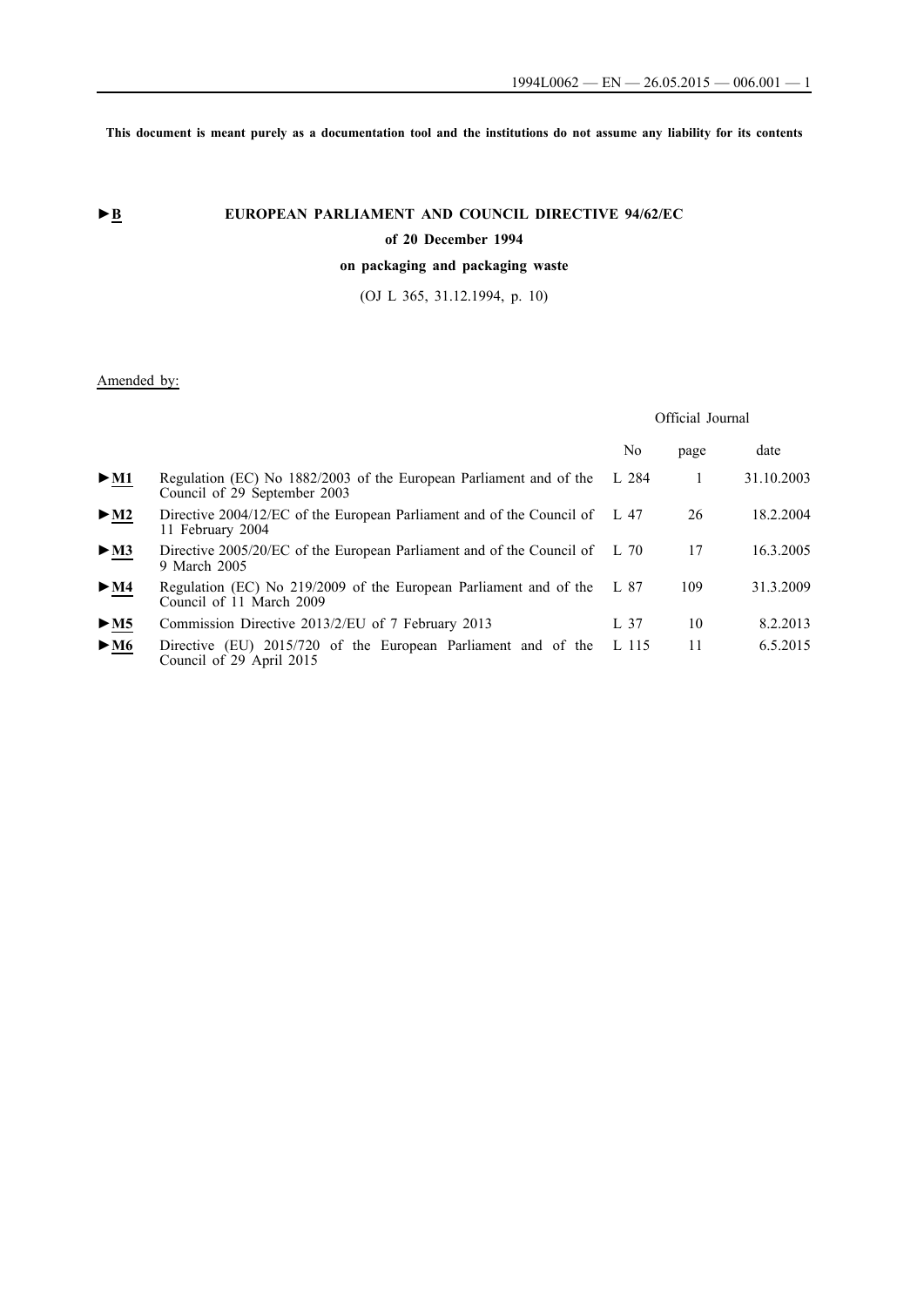**This document is meant purely as a documentation tool and the institutions do not assume any liability for its contents**

►B

# EUROPEAN PARLIAMENT AND COUNCIL DIRECTIVE 94/62/EC

## of 20 December 1994

## on packaging and packaging waste

(OJ L 365, 31.12.1994, p. 10)

Amended by:

| | | Official Journal | | |
|---|---|---|---|---|
| | | No | page | date |
| ►M1 | Regulation (EC) No 1882/2003 of the European Parliament and of the Council of 29 September 2003 | L 284 | 1 | 31.10.2003 |
| ►M2 | Directive 2004/12/EC of the European Parliament and of the Council of 11 February 2004 | L 47 | 26 | 18.2.2004 |
| ►M3 | Directive 2005/20/EC of the European Parliament and of the Council of 9 March 2005 | L 70 | 17 | 16.3.2005 |
| ►M4 | Regulation (EC) No 219/2009 of the European Parliament and of the Council of 11 March 2009 | L 87 | 109 | 31.3.2009 |
| ►M5 | Commission Directive 2013/2/EU of 7 February 2013 | L 37 | 10 | 8.2.2013 |
| ►M6 | Directive (EU) 2015/720 of the European Parliament and of the Council of 29 April 2015 | L 115 | 11 | 6.5.2015 |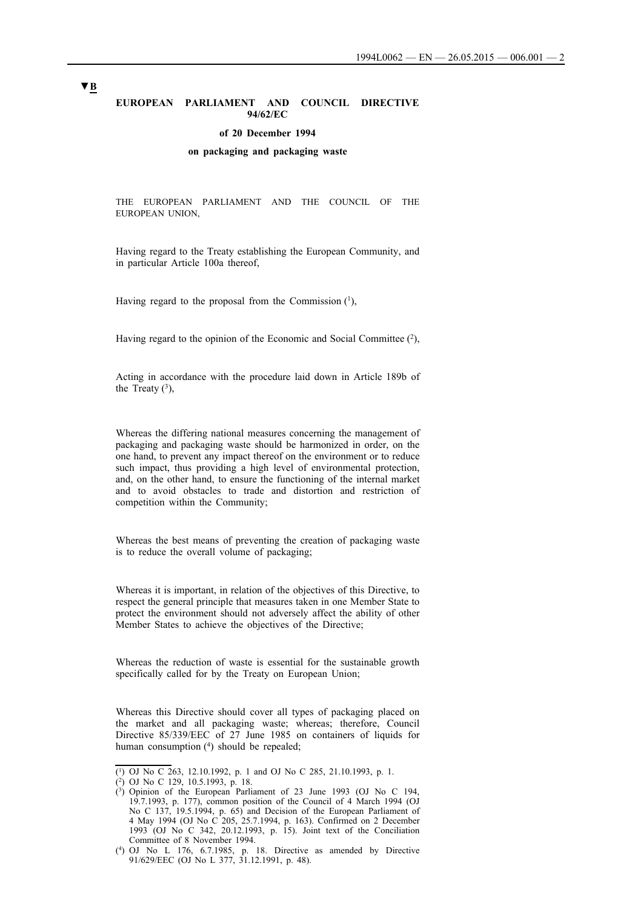▼B

**EUROPEAN PARLIAMENT AND COUNCIL DIRECTIVE 94/62/EC**

**of 20 December 1994**

**on packaging and packaging waste**

THE EUROPEAN PARLIAMENT AND THE COUNCIL OF THE EUROPEAN UNION,

Having regard to the Treaty establishing the European Community, and in particular Article 100a thereof,

Having regard to the proposal from the Commission [1],

Having regard to the opinion of the Economic and Social Committee [2],

Acting in accordance with the procedure laid down in Article 189b of the Treaty [3],

Whereas the differing national measures concerning the management of packaging and packaging waste should be harmonized in order, on the one hand, to prevent any impact thereof on the environment or to reduce such impact, thus providing a high level of environmental protection, and, on the other hand, to ensure the functioning of the internal market and to avoid obstacles to trade and distortion and restriction of competition within the Community;

Whereas the best means of preventing the creation of packaging waste is to reduce the overall volume of packaging;

Whereas it is important, in relation of the objectives of this Directive, to respect the general principle that measures taken in one Member State to protect the environment should not adversely affect the ability of other Member States to achieve the objectives of the Directive;

Whereas the reduction of waste is essential for the sustainable growth specifically called for by the Treaty on European Union;

Whereas this Directive should cover all types of packaging placed on the market and all packaging waste; whereas; therefore, Council Directive 85/339/EEC of 27 June 1985 on containers of liquids for human consumption [4] should be repealed;

---

[1] OJ No C 263, 12.10.1992, p. 1 and OJ No C 285, 21.10.1993, p. 1.

[2] OJ No C 129, 10.5.1993, p. 18.

[3] Opinion of the European Parliament of 23 June 1993 (OJ No C 194, 19.7.1993, p. 177), common position of the Council of 4 March 1994 (OJ No C 137, 19.5.1994, p. 65) and Decision of the European Parliament of 4 May 1994 (OJ No C 205, 25.7.1994, p. 163). Confirmed on 2 December 1993 (OJ No C 342, 20.12.1993, p. 15). Joint text of the Conciliation Committee of 8 November 1994.

[4] OJ No L 176, 6.7.1985, p. 18. Directive as amended by Directive 91/629/EEC (OJ No L 377, 31.12.1991, p. 48).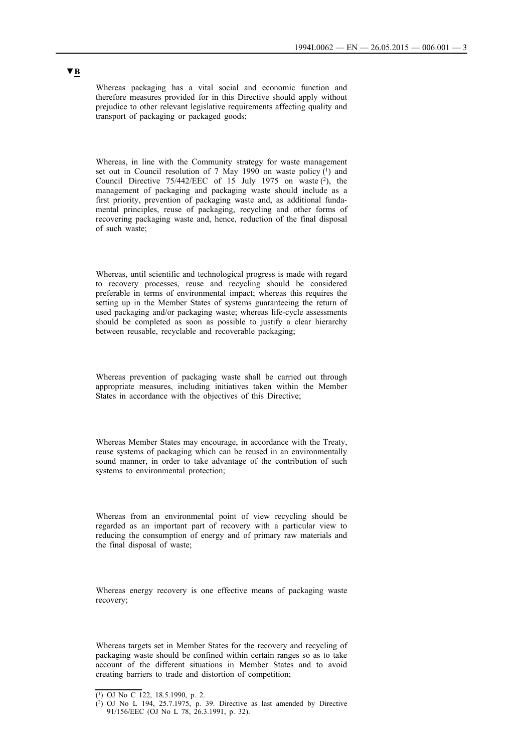▼B

Whereas packaging has a vital social and economic function and therefore measures provided for in this Directive should apply without prejudice to other relevant legislative requirements affecting quality and transport of packaging or packaged goods;

Whereas, in line with the Community strategy for waste management set out in Council resolution of 7 May 1990 on waste policy [1] and Council Directive 75/442/EEC of 15 July 1975 on waste [2], the management of packaging and packaging waste should include as a first priority, prevention of packaging waste and, as additional fundamental principles, reuse of packaging, recycling and other forms of recovering packaging waste and, hence, reduction of the final disposal of such waste;

Whereas, until scientific and technological progress is made with regard to recovery processes, reuse and recycling should be considered preferable in terms of environmental impact; whereas this requires the setting up in the Member States of systems guaranteeing the return of used packaging and/or packaging waste; whereas life-cycle assessments should be completed as soon as possible to justify a clear hierarchy between reusable, recyclable and recoverable packaging;

Whereas prevention of packaging waste shall be carried out through appropriate measures, including initiatives taken within the Member States in accordance with the objectives of this Directive;

Whereas Member States may encourage, in accordance with the Treaty, reuse systems of packaging which can be reused in an environmentally sound manner, in order to take advantage of the contribution of such systems to environmental protection;

Whereas from an environmental point of view recycling should be regarded as an important part of recovery with a particular view to reducing the consumption of energy and of primary raw materials and the final disposal of waste;

Whereas energy recovery is one effective means of packaging waste recovery;

Whereas targets set in Member States for the recovery and recycling of packaging waste should be confined within certain ranges so as to take account of the different situations in Member States and to avoid creating barriers to trade and distortion of competition;

---

[1] OJ No C 122, 18.5.1990, p. 2.

[2] OJ No L 194, 25.7.1975, p. 39. Directive as last amended by Directive 91/156/EEC (OJ No L 78, 26.3.1991, p. 32).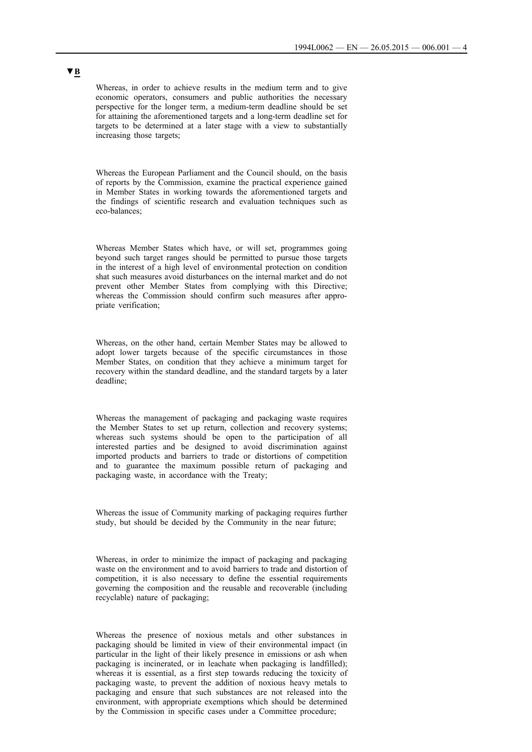▼B

Whereas, in order to achieve results in the medium term and to give economic operators, consumers and public authorities the necessary perspective for the longer term, a medium-term deadline should be set for attaining the aforementioned targets and a long-term deadline set for targets to be determined at a later stage with a view to substantially increasing those targets;

Whereas the European Parliament and the Council should, on the basis of reports by the Commission, examine the practical experience gained in Member States in working towards the aforementioned targets and the findings of scientific research and evaluation techniques such as eco-balances;

Whereas Member States which have, or will set, programmes going beyond such target ranges should be permitted to pursue those targets in the interest of a high level of environmental protection on condition shat such measures avoid disturbances on the internal market and do not prevent other Member States from complying with this Directive; whereas the Commission should confirm such measures after appropriate verification;

Whereas, on the other hand, certain Member States may be allowed to adopt lower targets because of the specific circumstances in those Member States, on condition that they achieve a minimum target for recovery within the standard deadline, and the standard targets by a later deadline;

Whereas the management of packaging and packaging waste requires the Member States to set up return, collection and recovery systems; whereas such systems should be open to the participation of all interested parties and be designed to avoid discrimination against imported products and barriers to trade or distortions of competition and to guarantee the maximum possible return of packaging and packaging waste, in accordance with the Treaty;

Whereas the issue of Community marking of packaging requires further study, but should be decided by the Community in the near future;

Whereas, in order to minimize the impact of packaging and packaging waste on the environment and to avoid barriers to trade and distortion of competition, it is also necessary to define the essential requirements governing the composition and the reusable and recoverable (including recyclable) nature of packaging;

Whereas the presence of noxious metals and other substances in packaging should be limited in view of their environmental impact (in particular in the light of their likely presence in emissions or ash when packaging is incinerated, or in leachate when packaging is landfilled); whereas it is essential, as a first step towards reducing the toxicity of packaging waste, to prevent the addition of noxious heavy metals to packaging and ensure that such substances are not released into the environment, with appropriate exemptions which should be determined by the Commission in specific cases under a Committee procedure;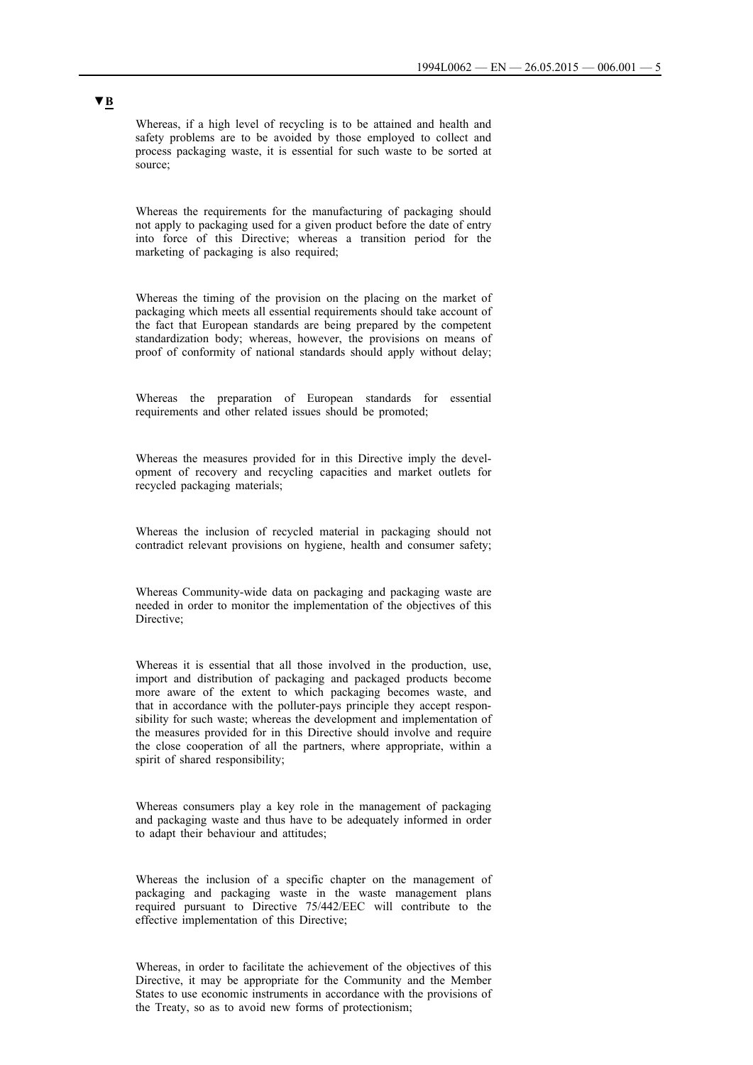▼B

Whereas, if a high level of recycling is to be attained and health and safety problems are to be avoided by those employed to collect and process packaging waste, it is essential for such waste to be sorted at source;

Whereas the requirements for the manufacturing of packaging should not apply to packaging used for a given product before the date of entry into force of this Directive; whereas a transition period for the marketing of packaging is also required;

Whereas the timing of the provision on the placing on the market of packaging which meets all essential requirements should take account of the fact that European standards are being prepared by the competent standardization body; whereas, however, the provisions on means of proof of conformity of national standards should apply without delay;

Whereas the preparation of European standards for essential requirements and other related issues should be promoted;

Whereas the measures provided for in this Directive imply the development of recovery and recycling capacities and market outlets for recycled packaging materials;

Whereas the inclusion of recycled material in packaging should not contradict relevant provisions on hygiene, health and consumer safety;

Whereas Community-wide data on packaging and packaging waste are needed in order to monitor the implementation of the objectives of this Directive;

Whereas it is essential that all those involved in the production, use, import and distribution of packaging and packaged products become more aware of the extent to which packaging becomes waste, and that in accordance with the polluter-pays principle they accept responsibility for such waste; whereas the development and implementation of the measures provided for in this Directive should involve and require the close cooperation of all the partners, where appropriate, within a spirit of shared responsibility;

Whereas consumers play a key role in the management of packaging and packaging waste and thus have to be adequately informed in order to adapt their behaviour and attitudes;

Whereas the inclusion of a specific chapter on the management of packaging and packaging waste in the waste management plans required pursuant to Directive 75/442/EEC will contribute to the effective implementation of this Directive;

Whereas, in order to facilitate the achievement of the objectives of this Directive, it may be appropriate for the Community and the Member States to use economic instruments in accordance with the provisions of the Treaty, so as to avoid new forms of protectionism;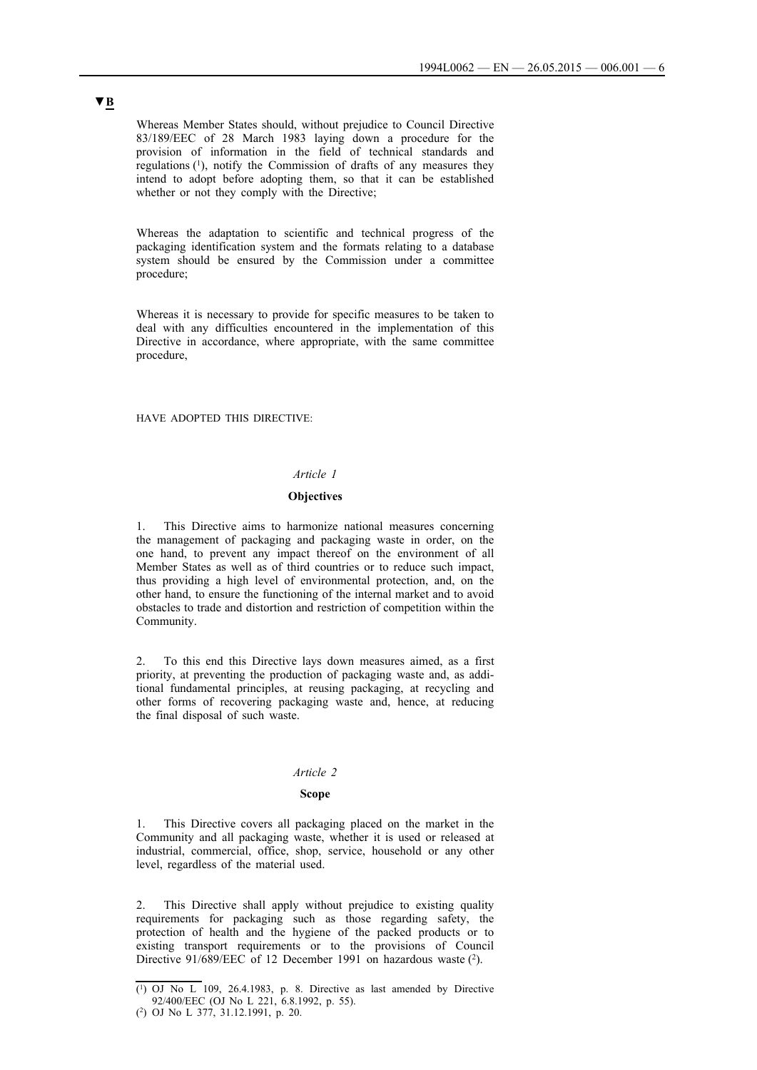▼**B**

Whereas Member States should, without prejudice to Council Directive 83/189/EEC of 28 March 1983 laying down a procedure for the provision of information in the field of technical standards and regulations [1], notify the Commission of drafts of any measures they intend to adopt before adopting them, so that it can be established whether or not they comply with the Directive;

Whereas the adaptation to scientific and technical progress of the packaging identification system and the formats relating to a database system should be ensured by the Commission under a committee procedure;

Whereas it is necessary to provide for specific measures to be taken to deal with any difficulties encountered in the implementation of this Directive in accordance, where appropriate, with the same committee procedure,

HAVE ADOPTED THIS DIRECTIVE:

*Article 1*

**Objectives**

1. This Directive aims to harmonize national measures concerning the management of packaging and packaging waste in order, on the one hand, to prevent any impact thereof on the environment of all Member States as well as of third countries or to reduce such impact, thus providing a high level of environmental protection, and, on the other hand, to ensure the functioning of the internal market and to avoid obstacles to trade and distortion and restriction of competition within the Community.

2. To this end this Directive lays down measures aimed, as a first priority, at preventing the production of packaging waste and, as additional fundamental principles, at reusing packaging, at recycling and other forms of recovering packaging waste and, hence, at reducing the final disposal of such waste.

*Article 2*

**Scope**

1. This Directive covers all packaging placed on the market in the Community and all packaging waste, whether it is used or released at industrial, commercial, office, shop, service, household or any other level, regardless of the material used.

2. This Directive shall apply without prejudice to existing quality requirements for packaging such as those regarding safety, the protection of health and the hygiene of the packed products or to existing transport requirements or to the provisions of Council Directive 91/689/EEC of 12 December 1991 on hazardous waste [2].

---

[1] OJ No L 109, 26.4.1983, p. 8. Directive as last amended by Directive 92/400/EEC (OJ No L 221, 6.8.1992, p. 55).

[2] OJ No L 377, 31.12.1991, p. 20.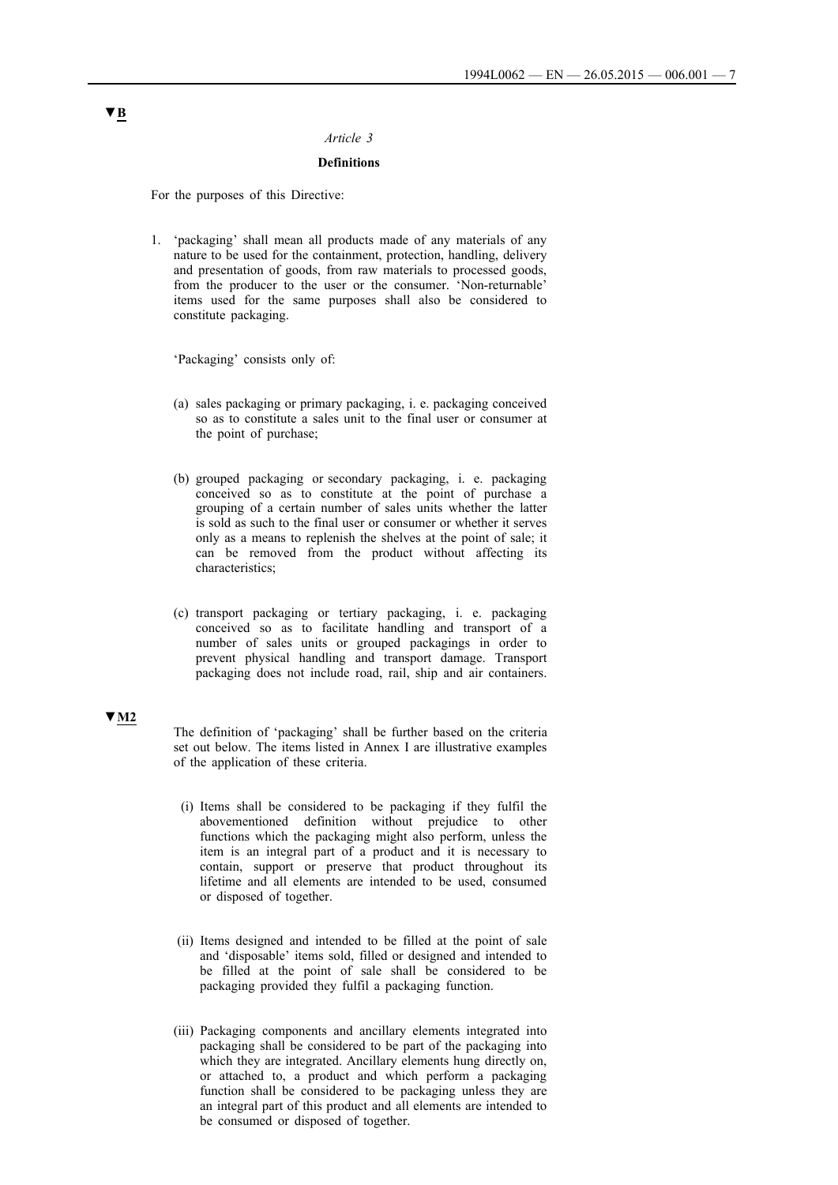▼B

*Article 3*

**Definitions**

For the purposes of this Directive:

1. 'packaging' shall mean all products made of any materials of any nature to be used for the containment, protection, handling, delivery and presentation of goods, from raw materials to processed goods, from the producer to the user or the consumer. 'Non-returnable' items used for the same purposes shall also be considered to constitute packaging.

   'Packaging' consists only of:

   (a) sales packaging or primary packaging, i. e. packaging conceived so as to constitute a sales unit to the final user or consumer at the point of purchase;

   (b) grouped packaging or secondary packaging, i. e. packaging conceived so as to constitute at the point of purchase a grouping of a certain number of sales units whether the latter is sold as such to the final user or consumer or whether it serves only as a means to replenish the shelves at the point of sale; it can be removed from the product without affecting its characteristics;

   (c) transport packaging or tertiary packaging, i. e. packaging conceived so as to facilitate handling and transport of a number of sales units or grouped packagings in order to prevent physical handling and transport damage. Transport packaging does not include road, rail, ship and air containers.

▼M2

   The definition of 'packaging' shall be further based on the criteria set out below. The items listed in Annex I are illustrative examples of the application of these criteria.

   (i) Items shall be considered to be packaging if they fulfil the abovementioned definition without prejudice to other functions which the packaging might also perform, unless the item is an integral part of a product and it is necessary to contain, support or preserve that product throughout its lifetime and all elements are intended to be used, consumed or disposed of together.

   (ii) Items designed and intended to be filled at the point of sale and 'disposable' items sold, filled or designed and intended to be filled at the point of sale shall be considered to be packaging provided they fulfil a packaging function.

   (iii) Packaging components and ancillary elements integrated into packaging shall be considered to be part of the packaging into which they are integrated. Ancillary elements hung directly on, or attached to, a product and which perform a packaging function shall be considered to be packaging unless they are an integral part of this product and all elements are intended to be consumed or disposed of together.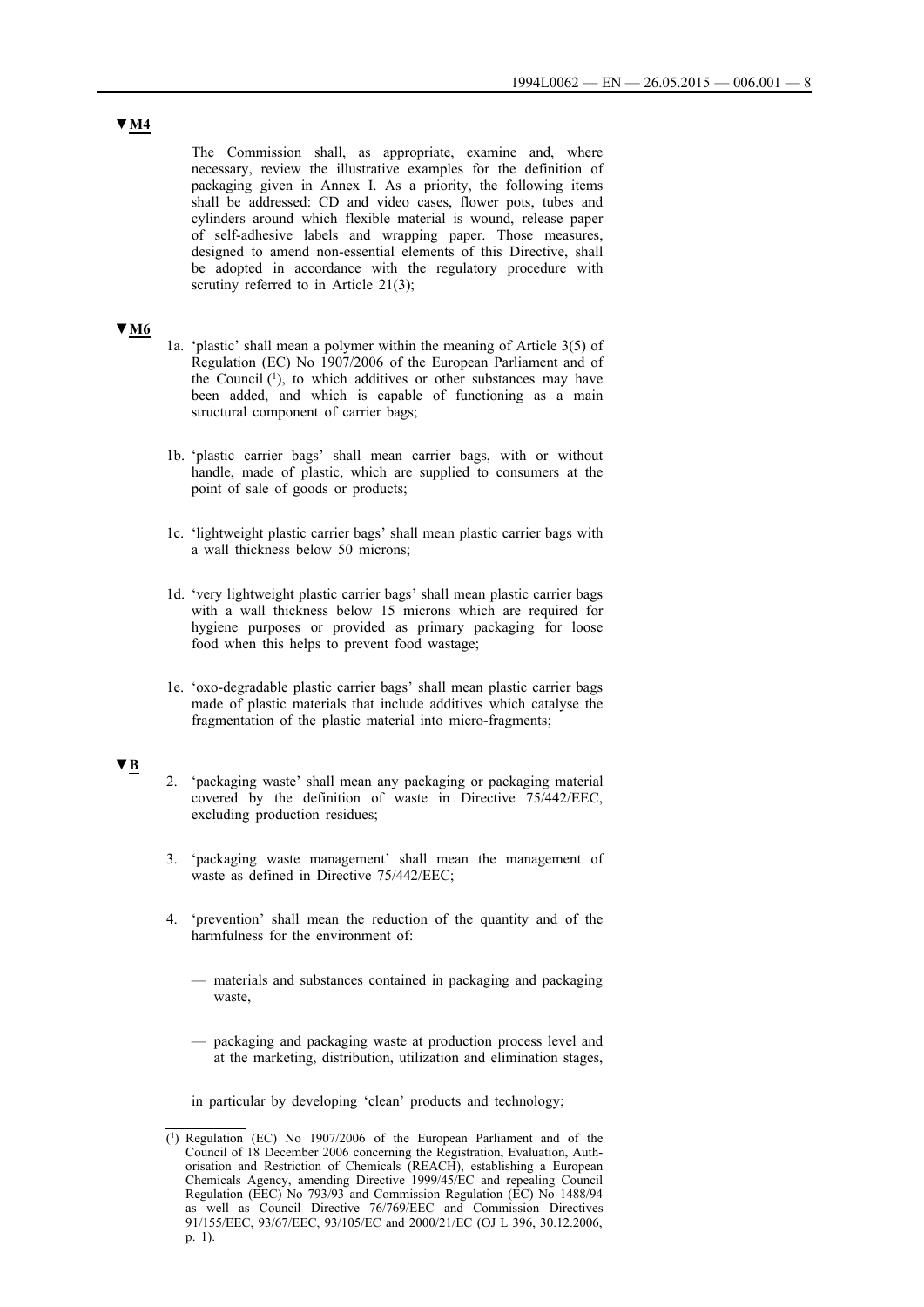▼M4

The Commission shall, as appropriate, examine and, where necessary, review the illustrative examples for the definition of packaging given in Annex I. As a priority, the following items shall be addressed: CD and video cases, flower pots, tubes and cylinders around which flexible material is wound, release paper of self-adhesive labels and wrapping paper. Those measures, designed to amend non-essential elements of this Directive, shall be adopted in accordance with the regulatory procedure with scrutiny referred to in Article 21(3);

▼M6

1a. 'plastic' shall mean a polymer within the meaning of Article 3(5) of Regulation (EC) No 1907/2006 of the European Parliament and of the Council [1], to which additives or other substances may have been added, and which is capable of functioning as a main structural component of carrier bags;

1b. 'plastic carrier bags' shall mean carrier bags, with or without handle, made of plastic, which are supplied to consumers at the point of sale of goods or products;

1c. 'lightweight plastic carrier bags' shall mean plastic carrier bags with a wall thickness below 50 microns;

1d. 'very lightweight plastic carrier bags' shall mean plastic carrier bags with a wall thickness below 15 microns which are required for hygiene purposes or provided as primary packaging for loose food when this helps to prevent food wastage;

1e. 'oxo-degradable plastic carrier bags' shall mean plastic carrier bags made of plastic materials that include additives which catalyse the fragmentation of the plastic material into micro-fragments;

▼B

2. 'packaging waste' shall mean any packaging or packaging material covered by the definition of waste in Directive 75/442/EEC, excluding production residues;

3. 'packaging waste management' shall mean the management of waste as defined in Directive 75/442/EEC;

4. 'prevention' shall mean the reduction of the quantity and of the harmfulness for the environment of:

   — materials and substances contained in packaging and packaging waste,

   — packaging and packaging waste at production process level and at the marketing, distribution, utilization and elimination stages,

   in particular by developing 'clean' products and technology;

---

[1] Regulation (EC) No 1907/2006 of the European Parliament and of the Council of 18 December 2006 concerning the Registration, Evaluation, Authorisation and Restriction of Chemicals (REACH), establishing a European Chemicals Agency, amending Directive 1999/45/EC and repealing Council Regulation (EEC) No 793/93 and Commission Regulation (EC) No 1488/94 as well as Council Directive 76/769/EEC and Commission Directives 91/155/EEC, 93/67/EEC, 93/105/EC and 2000/21/EC (OJ L 396, 30.12.2006, p. 1).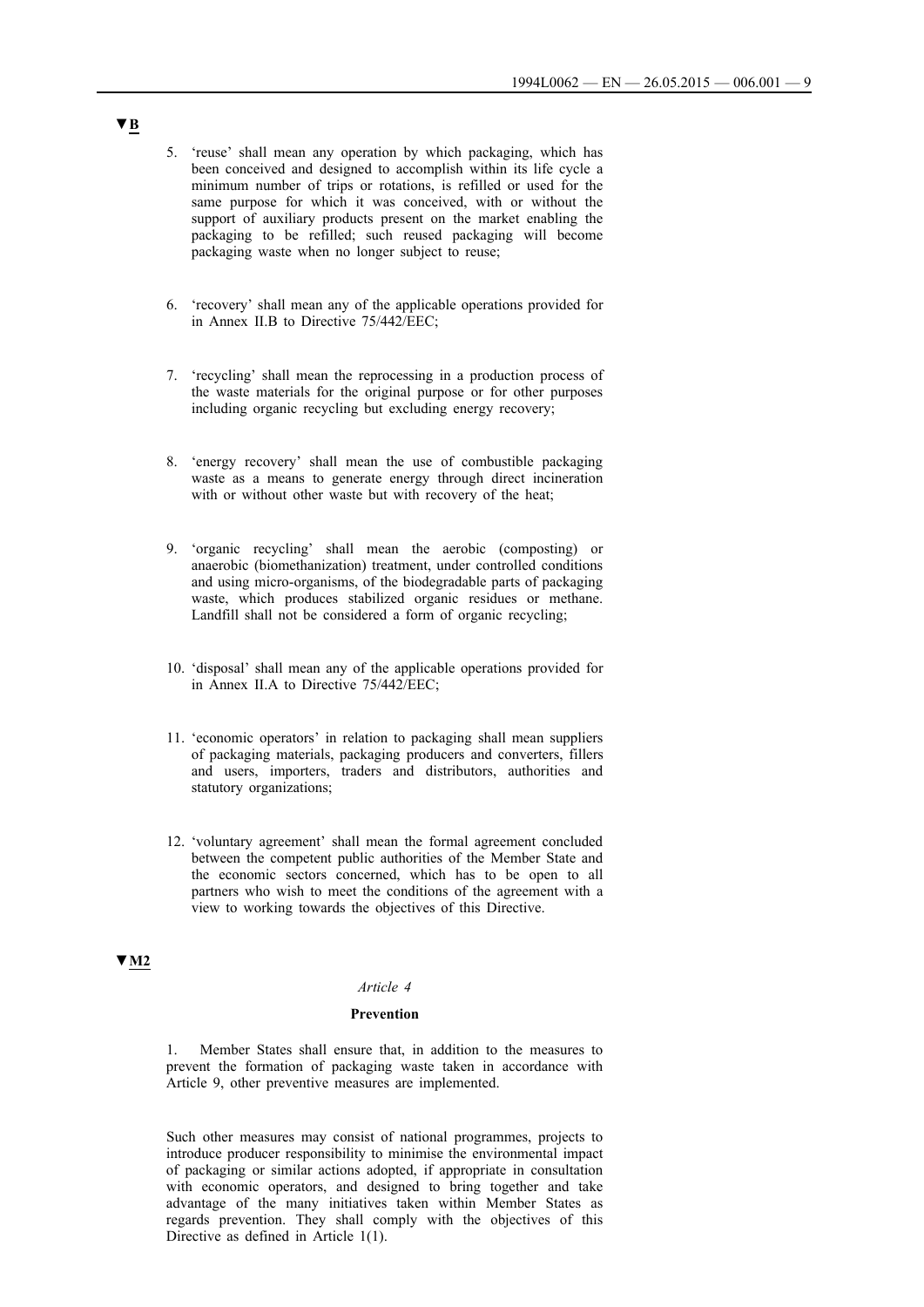▼B

5. 'reuse' shall mean any operation by which packaging, which has been conceived and designed to accomplish within its life cycle a minimum number of trips or rotations, is refilled or used for the same purpose for which it was conceived, with or without the support of auxiliary products present on the market enabling the packaging to be refilled; such reused packaging will become packaging waste when no longer subject to reuse;

6. 'recovery' shall mean any of the applicable operations provided for in Annex II.B to Directive 75/442/EEC;

7. 'recycling' shall mean the reprocessing in a production process of the waste materials for the original purpose or for other purposes including organic recycling but excluding energy recovery;

8. 'energy recovery' shall mean the use of combustible packaging waste as a means to generate energy through direct incineration with or without other waste but with recovery of the heat;

9. 'organic recycling' shall mean the aerobic (composting) or anaerobic (biomethanization) treatment, under controlled conditions and using micro-organisms, of the biodegradable parts of packaging waste, which produces stabilized organic residues or methane. Landfill shall not be considered a form of organic recycling;

10. 'disposal' shall mean any of the applicable operations provided for in Annex II.A to Directive 75/442/EEC;

11. 'economic operators' in relation to packaging shall mean suppliers of packaging materials, packaging producers and converters, fillers and users, importers, traders and distributors, authorities and statutory organizations;

12. 'voluntary agreement' shall mean the formal agreement concluded between the competent public authorities of the Member State and the economic sectors concerned, which has to be open to all partners who wish to meet the conditions of the agreement with a view to working towards the objectives of this Directive.

▼M2

*Article 4*

**Prevention**

1. Member States shall ensure that, in addition to the measures to prevent the formation of packaging waste taken in accordance with Article 9, other preventive measures are implemented.

Such other measures may consist of national programmes, projects to introduce producer responsibility to minimise the environmental impact of packaging or similar actions adopted, if appropriate in consultation with economic operators, and designed to bring together and take advantage of the many initiatives taken within Member States as regards prevention. They shall comply with the objectives of this Directive as defined in Article 1(1).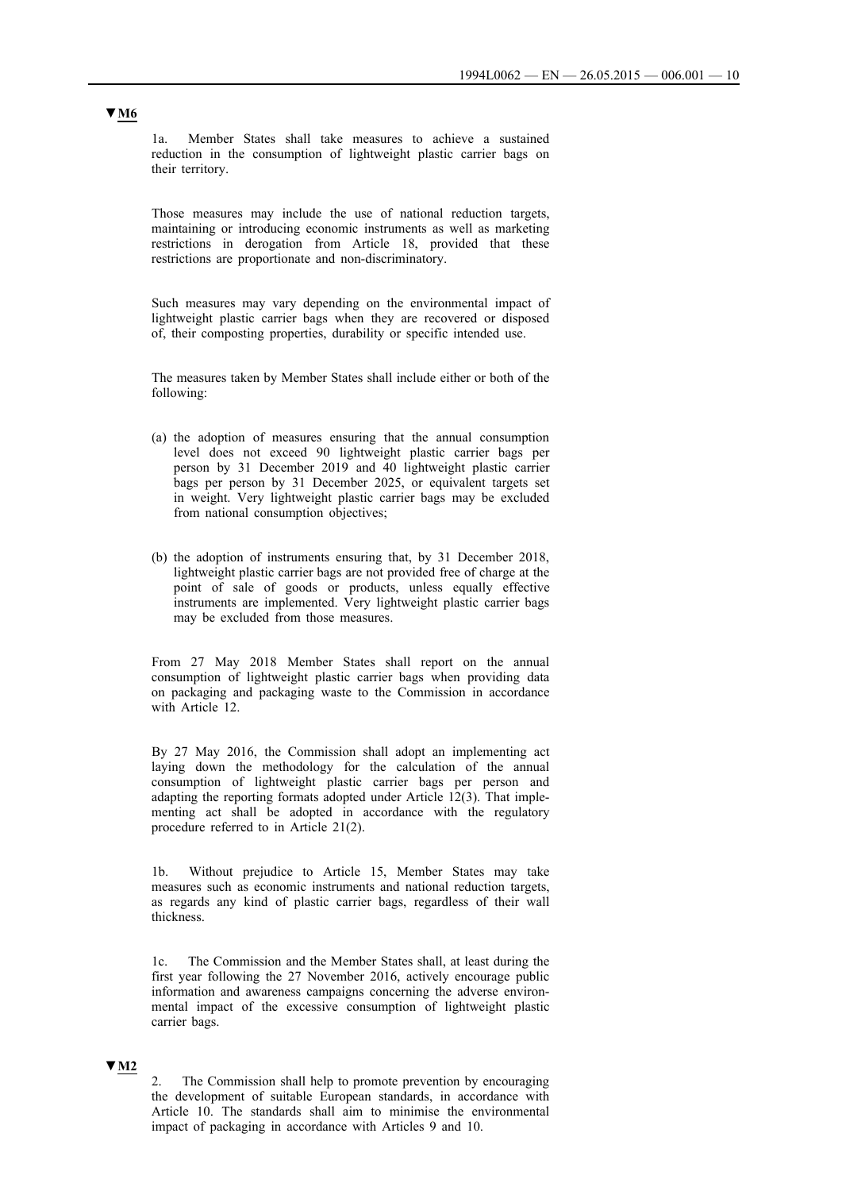**▼M6**

1a. Member States shall take measures to achieve a sustained reduction in the consumption of lightweight plastic carrier bags on their territory.

Those measures may include the use of national reduction targets, maintaining or introducing economic instruments as well as marketing restrictions in derogation from Article 18, provided that these restrictions are proportionate and non-discriminatory.

Such measures may vary depending on the environmental impact of lightweight plastic carrier bags when they are recovered or disposed of, their composting properties, durability or specific intended use.

The measures taken by Member States shall include either or both of the following:

(a) the adoption of measures ensuring that the annual consumption level does not exceed 90 lightweight plastic carrier bags per person by 31 December 2019 and 40 lightweight plastic carrier bags per person by 31 December 2025, or equivalent targets set in weight. Very lightweight plastic carrier bags may be excluded from national consumption objectives;

(b) the adoption of instruments ensuring that, by 31 December 2018, lightweight plastic carrier bags are not provided free of charge at the point of sale of goods or products, unless equally effective instruments are implemented. Very lightweight plastic carrier bags may be excluded from those measures.

From 27 May 2018 Member States shall report on the annual consumption of lightweight plastic carrier bags when providing data on packaging and packaging waste to the Commission in accordance with Article 12.

By 27 May 2016, the Commission shall adopt an implementing act laying down the methodology for the calculation of the annual consumption of lightweight plastic carrier bags per person and adapting the reporting formats adopted under Article 12(3). That implementing act shall be adopted in accordance with the regulatory procedure referred to in Article 21(2).

1b. Without prejudice to Article 15, Member States may take measures such as economic instruments and national reduction targets, as regards any kind of plastic carrier bags, regardless of their wall thickness.

1c. The Commission and the Member States shall, at least during the first year following the 27 November 2016, actively encourage public information and awareness campaigns concerning the adverse environmental impact of the excessive consumption of lightweight plastic carrier bags.

**▼M2**

2. The Commission shall help to promote prevention by encouraging the development of suitable European standards, in accordance with Article 10. The standards shall aim to minimise the environmental impact of packaging in accordance with Articles 9 and 10.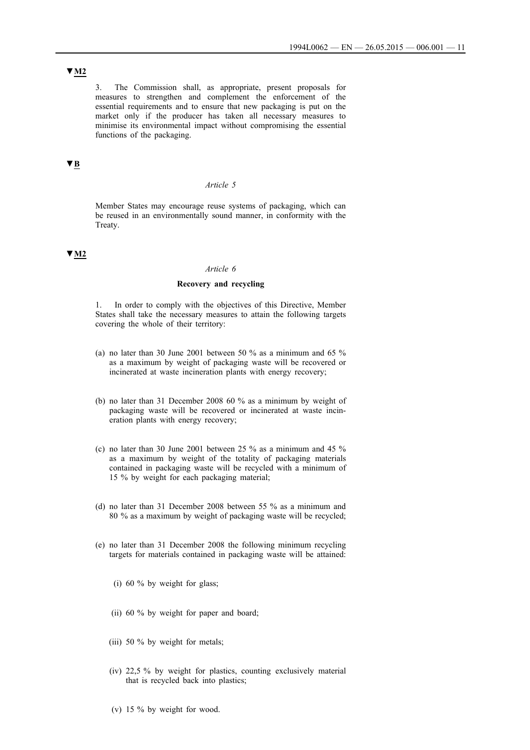▼M2

3. The Commission shall, as appropriate, present proposals for measures to strengthen and complement the enforcement of the essential requirements and to ensure that new packaging is put on the market only if the producer has taken all necessary measures to minimise its environmental impact without compromising the essential functions of the packaging.

▼B

*Article 5*

Member States may encourage reuse systems of packaging, which can be reused in an environmentally sound manner, in conformity with the Treaty.

▼M2

*Article 6*

**Recovery and recycling**

1. In order to comply with the objectives of this Directive, Member States shall take the necessary measures to attain the following targets covering the whole of their territory:

(a) no later than 30 June 2001 between 50 % as a minimum and 65 % as a maximum by weight of packaging waste will be recovered or incinerated at waste incineration plants with energy recovery;

(b) no later than 31 December 2008 60 % as a minimum by weight of packaging waste will be recovered or incinerated at waste incineration plants with energy recovery;

(c) no later than 30 June 2001 between 25 % as a minimum and 45 % as a maximum by weight of the totality of packaging materials contained in packaging waste will be recycled with a minimum of 15 % by weight for each packaging material;

(d) no later than 31 December 2008 between 55 % as a minimum and 80 % as a maximum by weight of packaging waste will be recycled;

(e) no later than 31 December 2008 the following minimum recycling targets for materials contained in packaging waste will be attained:

   (i) 60 % by weight for glass;

   (ii) 60 % by weight for paper and board;

   (iii) 50 % by weight for metals;

   (iv) 22,5 % by weight for plastics, counting exclusively material that is recycled back into plastics;

   (v) 15 % by weight for wood.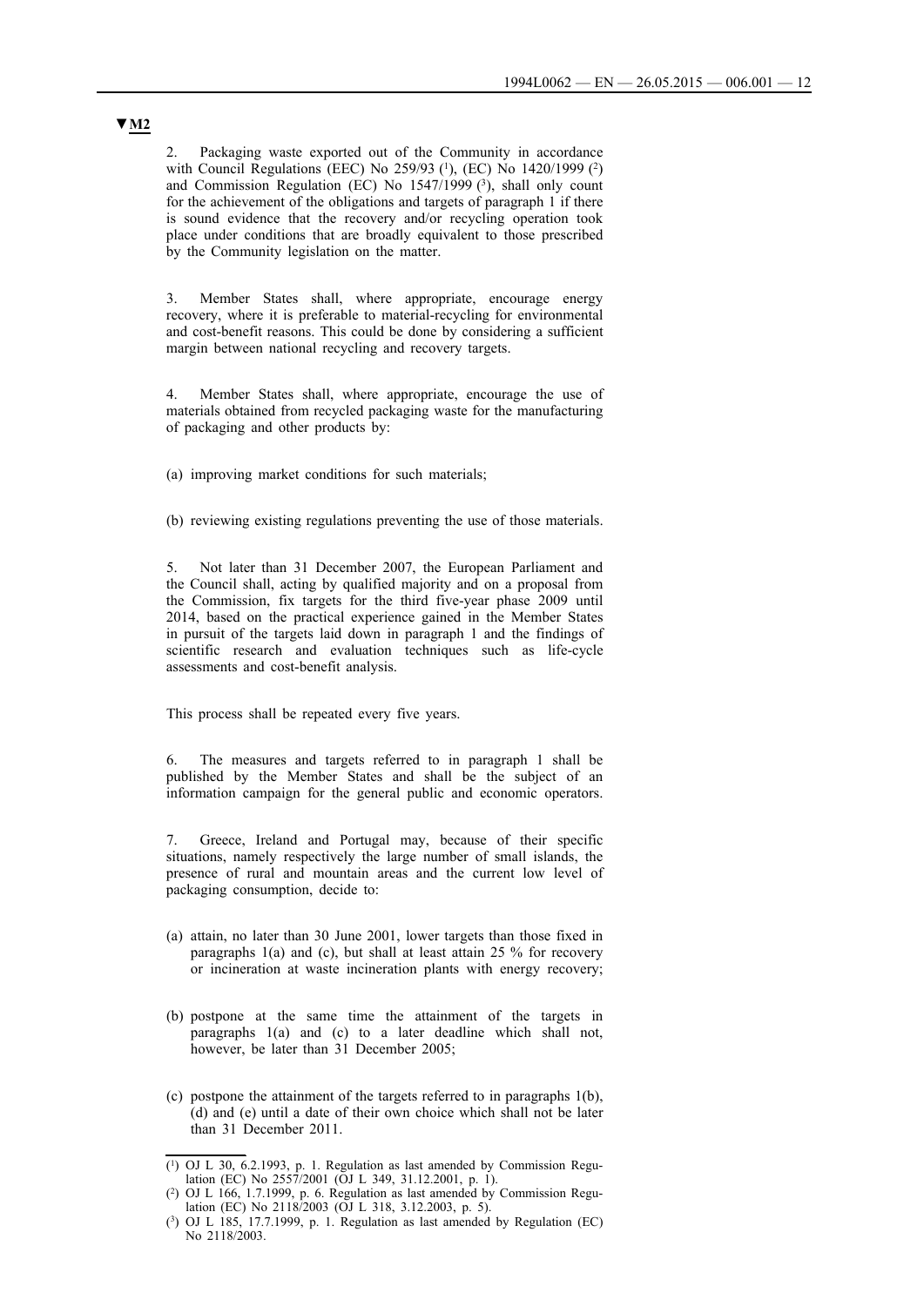**▼M2**

2. Packaging waste exported out of the Community in accordance with Council Regulations (EEC) No 259/93 [1], (EC) No 1420/1999 [2] and Commission Regulation (EC) No 1547/1999 [3], shall only count for the achievement of the obligations and targets of paragraph 1 if there is sound evidence that the recovery and/or recycling operation took place under conditions that are broadly equivalent to those prescribed by the Community legislation on the matter.

3. Member States shall, where appropriate, encourage energy recovery, where it is preferable to material-recycling for environmental and cost-benefit reasons. This could be done by considering a sufficient margin between national recycling and recovery targets.

4. Member States shall, where appropriate, encourage the use of materials obtained from recycled packaging waste for the manufacturing of packaging and other products by:

(a) improving market conditions for such materials;

(b) reviewing existing regulations preventing the use of those materials.

5. Not later than 31 December 2007, the European Parliament and the Council shall, acting by qualified majority and on a proposal from the Commission, fix targets for the third five-year phase 2009 until 2014, based on the practical experience gained in the Member States in pursuit of the targets laid down in paragraph 1 and the findings of scientific research and evaluation techniques such as life-cycle assessments and cost-benefit analysis.

This process shall be repeated every five years.

6. The measures and targets referred to in paragraph 1 shall be published by the Member States and shall be the subject of an information campaign for the general public and economic operators.

7. Greece, Ireland and Portugal may, because of their specific situations, namely respectively the large number of small islands, the presence of rural and mountain areas and the current low level of packaging consumption, decide to:

(a) attain, no later than 30 June 2001, lower targets than those fixed in paragraphs 1(a) and (c), but shall at least attain 25 % for recovery or incineration at waste incineration plants with energy recovery;

(b) postpone at the same time the attainment of the targets in paragraphs 1(a) and (c) to a later deadline which shall not, however, be later than 31 December 2005;

(c) postpone the attainment of the targets referred to in paragraphs 1(b), (d) and (e) until a date of their own choice which shall not be later than 31 December 2011.

---

[1] OJ L 30, 6.2.1993, p. 1. Regulation as last amended by Commission Regulation (EC) No 2557/2001 (OJ L 349, 31.12.2001, p. 1).

[2] OJ L 166, 1.7.1999, p. 6. Regulation as last amended by Commission Regulation (EC) No 2118/2003 (OJ L 318, 3.12.2003, p. 5).

[3] OJ L 185, 17.7.1999, p. 1. Regulation as last amended by Regulation (EC) No 2118/2003.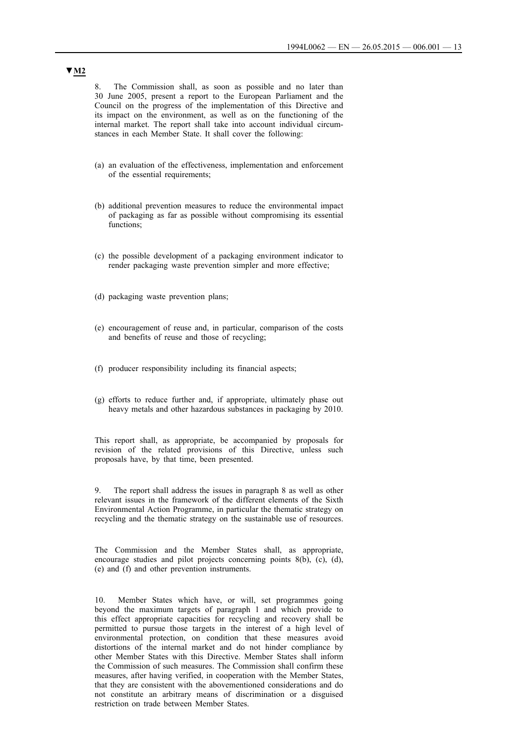**▼M2**

8. The Commission shall, as soon as possible and no later than 30 June 2005, present a report to the European Parliament and the Council on the progress of the implementation of this Directive and its impact on the environment, as well as on the functioning of the internal market. The report shall take into account individual circumstances in each Member State. It shall cover the following:

(a) an evaluation of the effectiveness, implementation and enforcement of the essential requirements;

(b) additional prevention measures to reduce the environmental impact of packaging as far as possible without compromising its essential functions;

(c) the possible development of a packaging environment indicator to render packaging waste prevention simpler and more effective;

(d) packaging waste prevention plans;

(e) encouragement of reuse and, in particular, comparison of the costs and benefits of reuse and those of recycling;

(f) producer responsibility including its financial aspects;

(g) efforts to reduce further and, if appropriate, ultimately phase out heavy metals and other hazardous substances in packaging by 2010.

This report shall, as appropriate, be accompanied by proposals for revision of the related provisions of this Directive, unless such proposals have, by that time, been presented.

9. The report shall address the issues in paragraph 8 as well as other relevant issues in the framework of the different elements of the Sixth Environmental Action Programme, in particular the thematic strategy on recycling and the thematic strategy on the sustainable use of resources.

The Commission and the Member States shall, as appropriate, encourage studies and pilot projects concerning points 8(b), (c), (d), (e) and (f) and other prevention instruments.

10. Member States which have, or will, set programmes going beyond the maximum targets of paragraph 1 and which provide to this effect appropriate capacities for recycling and recovery shall be permitted to pursue those targets in the interest of a high level of environmental protection, on condition that these measures avoid distortions of the internal market and do not hinder compliance by other Member States with this Directive. Member States shall inform the Commission of such measures. The Commission shall confirm these measures, after having verified, in cooperation with the Member States, that they are consistent with the abovementioned considerations and do not constitute an arbitrary means of discrimination or a disguised restriction on trade between Member States.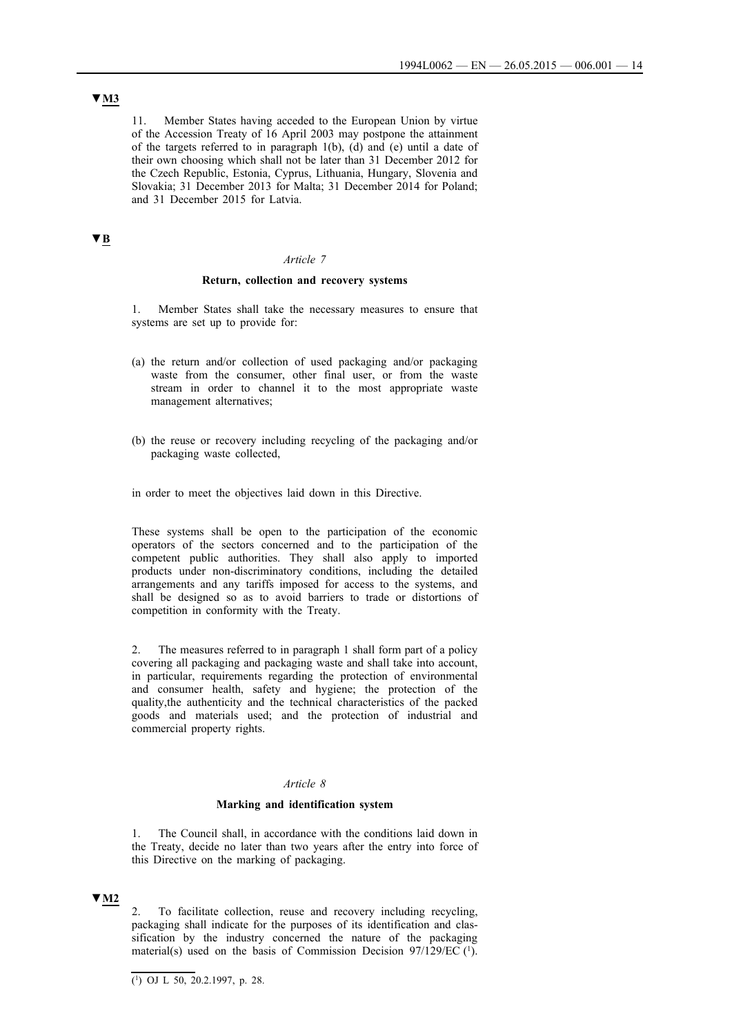▼M3

11. Member States having acceded to the European Union by virtue of the Accession Treaty of 16 April 2003 may postpone the attainment of the targets referred to in paragraph 1(b), (d) and (e) until a date of their own choosing which shall not be later than 31 December 2012 for the Czech Republic, Estonia, Cyprus, Lithuania, Hungary, Slovenia and Slovakia; 31 December 2013 for Malta; 31 December 2014 for Poland; and 31 December 2015 for Latvia.

▼B

*Article 7*

**Return, collection and recovery systems**

1. Member States shall take the necessary measures to ensure that systems are set up to provide for:

(a) the return and/or collection of used packaging and/or packaging waste from the consumer, other final user, or from the waste stream in order to channel it to the most appropriate waste management alternatives;

(b) the reuse or recovery including recycling of the packaging and/or packaging waste collected,

in order to meet the objectives laid down in this Directive.

These systems shall be open to the participation of the economic operators of the sectors concerned and to the participation of the competent public authorities. They shall also apply to imported products under non-discriminatory conditions, including the detailed arrangements and any tariffs imposed for access to the systems, and shall be designed so as to avoid barriers to trade or distortions of competition in conformity with the Treaty.

2. The measures referred to in paragraph 1 shall form part of a policy covering all packaging and packaging waste and shall take into account, in particular, requirements regarding the protection of environmental and consumer health, safety and hygiene; the protection of the quality,the authenticity and the technical characteristics of the packed goods and materials used; and the protection of industrial and commercial property rights.

*Article 8*

**Marking and identification system**

1. The Council shall, in accordance with the conditions laid down in the Treaty, decide no later than two years after the entry into force of this Directive on the marking of packaging.

▼M2

2. To facilitate collection, reuse and recovery including recycling, packaging shall indicate for the purposes of its identification and classification by the industry concerned the nature of the packaging material(s) used on the basis of Commission Decision 97/129/EC [1].

[1] OJ L 50, 20.2.1997, p. 28.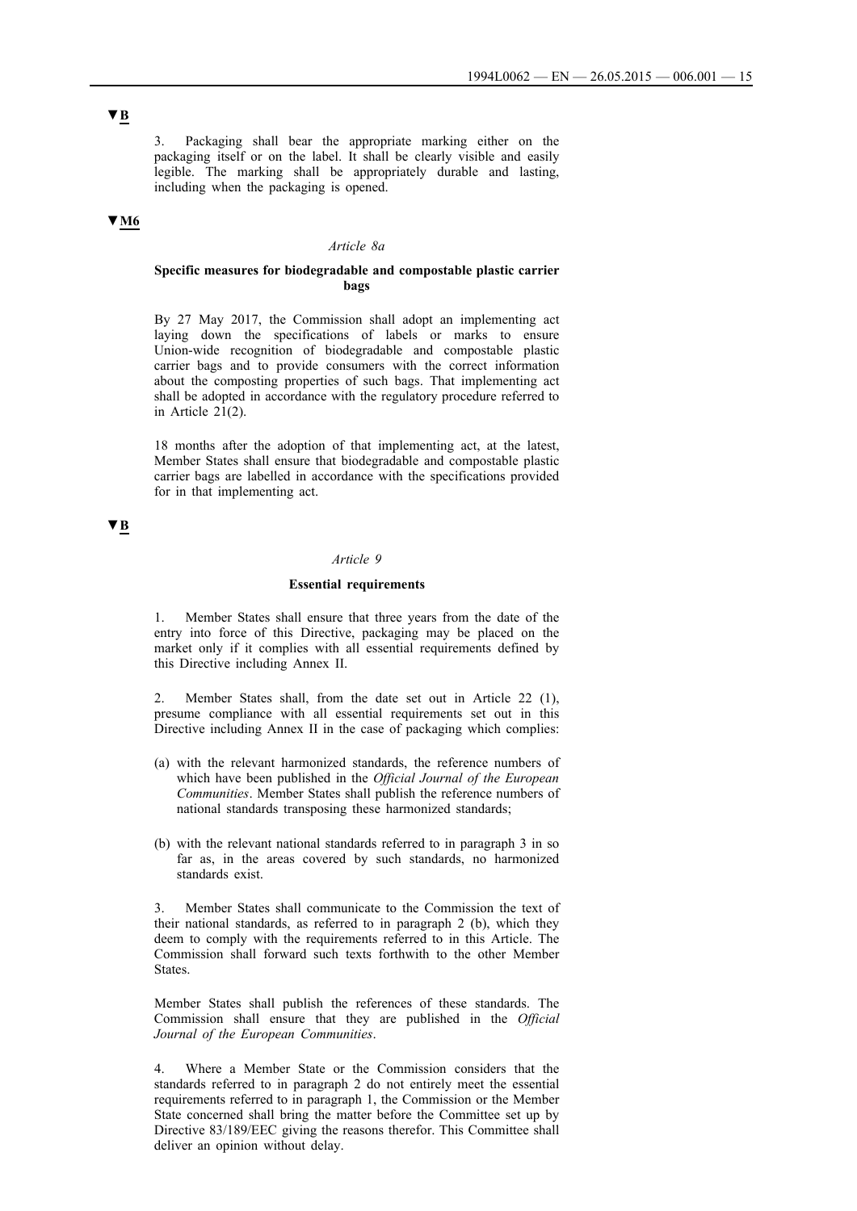▼B

3. Packaging shall bear the appropriate marking either on the packaging itself or on the label. It shall be clearly visible and easily legible. The marking shall be appropriately durable and lasting, including when the packaging is opened.

▼M6

*Article 8a*

**Specific measures for biodegradable and compostable plastic carrier bags**

By 27 May 2017, the Commission shall adopt an implementing act laying down the specifications of labels or marks to ensure Union-wide recognition of biodegradable and compostable plastic carrier bags and to provide consumers with the correct information about the composting properties of such bags. That implementing act shall be adopted in accordance with the regulatory procedure referred to in Article 21(2).

18 months after the adoption of that implementing act, at the latest, Member States shall ensure that biodegradable and compostable plastic carrier bags are labelled in accordance with the specifications provided for in that implementing act.

▼B

*Article 9*

**Essential requirements**

1. Member States shall ensure that three years from the date of the entry into force of this Directive, packaging may be placed on the market only if it complies with all essential requirements defined by this Directive including Annex II.

2. Member States shall, from the date set out in Article 22 (1), presume compliance with all essential requirements set out in this Directive including Annex II in the case of packaging which complies:

(a) with the relevant harmonized standards, the reference numbers of which have been published in the *Official Journal of the European Communities*. Member States shall publish the reference numbers of national standards transposing these harmonized standards;

(b) with the relevant national standards referred to in paragraph 3 in so far as, in the areas covered by such standards, no harmonized standards exist.

3. Member States shall communicate to the Commission the text of their national standards, as referred to in paragraph 2 (b), which they deem to comply with the requirements referred to in this Article. The Commission shall forward such texts forthwith to the other Member States.

Member States shall publish the references of these standards. The Commission shall ensure that they are published in the *Official Journal of the European Communities*.

4. Where a Member State or the Commission considers that the standards referred to in paragraph 2 do not entirely meet the essential requirements referred to in paragraph 1, the Commission or the Member State concerned shall bring the matter before the Committee set up by Directive 83/189/EEC giving the reasons therefor. This Committee shall deliver an opinion without delay.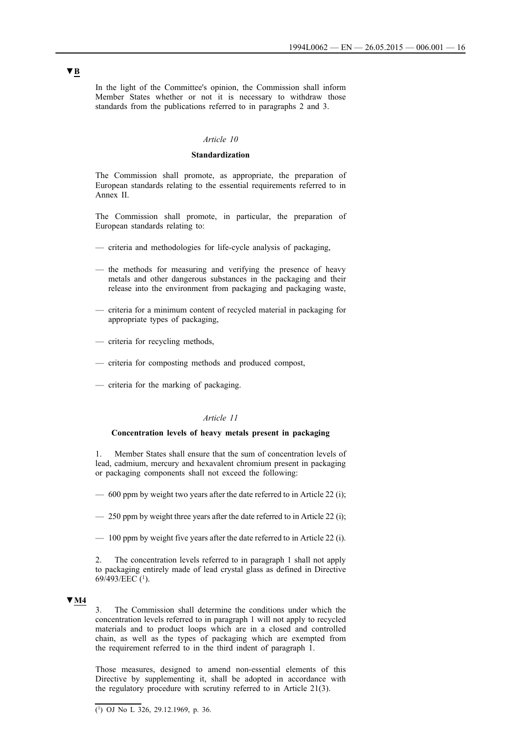▼B

In the light of the Committee's opinion, the Commission shall inform Member States whether or not it is necessary to withdraw those standards from the publications referred to in paragraphs 2 and 3.

*Article 10*

**Standardization**

The Commission shall promote, as appropriate, the preparation of European standards relating to the essential requirements referred to in Annex II.

The Commission shall promote, in particular, the preparation of European standards relating to:

— criteria and methodologies for life-cycle analysis of packaging,

— the methods for measuring and verifying the presence of heavy metals and other dangerous substances in the packaging and their release into the environment from packaging and packaging waste,

— criteria for a minimum content of recycled material in packaging for appropriate types of packaging,

— criteria for recycling methods,

— criteria for composting methods and produced compost,

— criteria for the marking of packaging.

*Article 11*

**Concentration levels of heavy metals present in packaging**

1. Member States shall ensure that the sum of concentration levels of lead, cadmium, mercury and hexavalent chromium present in packaging or packaging components shall not exceed the following:

— 600 ppm by weight two years after the date referred to in Article 22 (i);

— 250 ppm by weight three years after the date referred to in Article 22 (i);

— 100 ppm by weight five years after the date referred to in Article 22 (i).

2. The concentration levels referred to in paragraph 1 shall not apply to packaging entirely made of lead crystal glass as defined in Directive 69/493/EEC [1].

▼M4

3. The Commission shall determine the conditions under which the concentration levels referred to in paragraph 1 will not apply to recycled materials and to product loops which are in a closed and controlled chain, as well as the types of packaging which are exempted from the requirement referred to in the third indent of paragraph 1.

Those measures, designed to amend non-essential elements of this Directive by supplementing it, shall be adopted in accordance with the regulatory procedure with scrutiny referred to in Article 21(3).

---

[1] OJ No L 326, 29.12.1969, p. 36.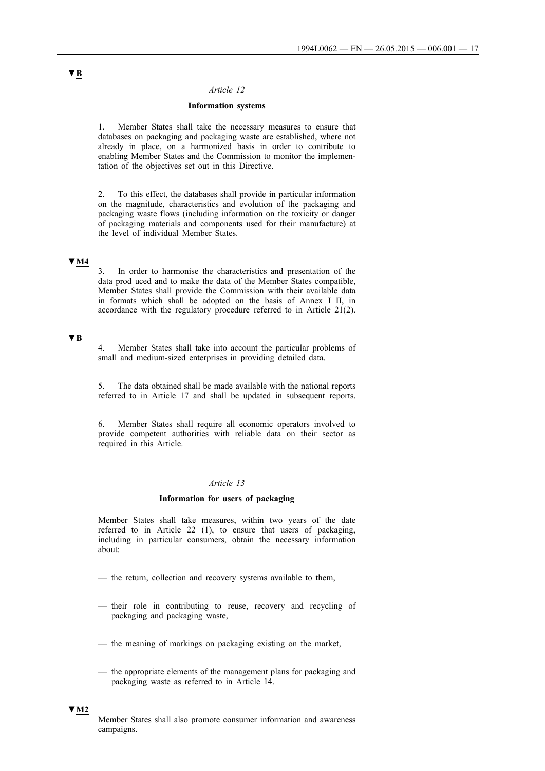▼B

*Article 12*

**Information systems**

1. Member States shall take the necessary measures to ensure that databases on packaging and packaging waste are established, where not already in place, on a harmonized basis in order to contribute to enabling Member States and the Commission to monitor the implementation of the objectives set out in this Directive.

2. To this effect, the databases shall provide in particular information on the magnitude, characteristics and evolution of the packaging and packaging waste flows (including information on the toxicity or danger of packaging materials and components used for their manufacture) at the level of individual Member States.

▼M4

3. In order to harmonise the characteristics and presentation of the data prod uced and to make the data of the Member States compatible, Member States shall provide the Commission with their available data in formats which shall be adopted on the basis of Annex I II, in accordance with the regulatory procedure referred to in Article 21(2).

▼B

4. Member States shall take into account the particular problems of small and medium-sized enterprises in providing detailed data.

5. The data obtained shall be made available with the national reports referred to in Article 17 and shall be updated in subsequent reports.

6. Member States shall require all economic operators involved to provide competent authorities with reliable data on their sector as required in this Article.

*Article 13*

**Information for users of packaging**

Member States shall take measures, within two years of the date referred to in Article 22 (1), to ensure that users of packaging, including in particular consumers, obtain the necessary information about:

— the return, collection and recovery systems available to them,

— their role in contributing to reuse, recovery and recycling of packaging and packaging waste,

— the meaning of markings on packaging existing on the market,

— the appropriate elements of the management plans for packaging and packaging waste as referred to in Article 14.

▼M2

Member States shall also promote consumer information and awareness campaigns.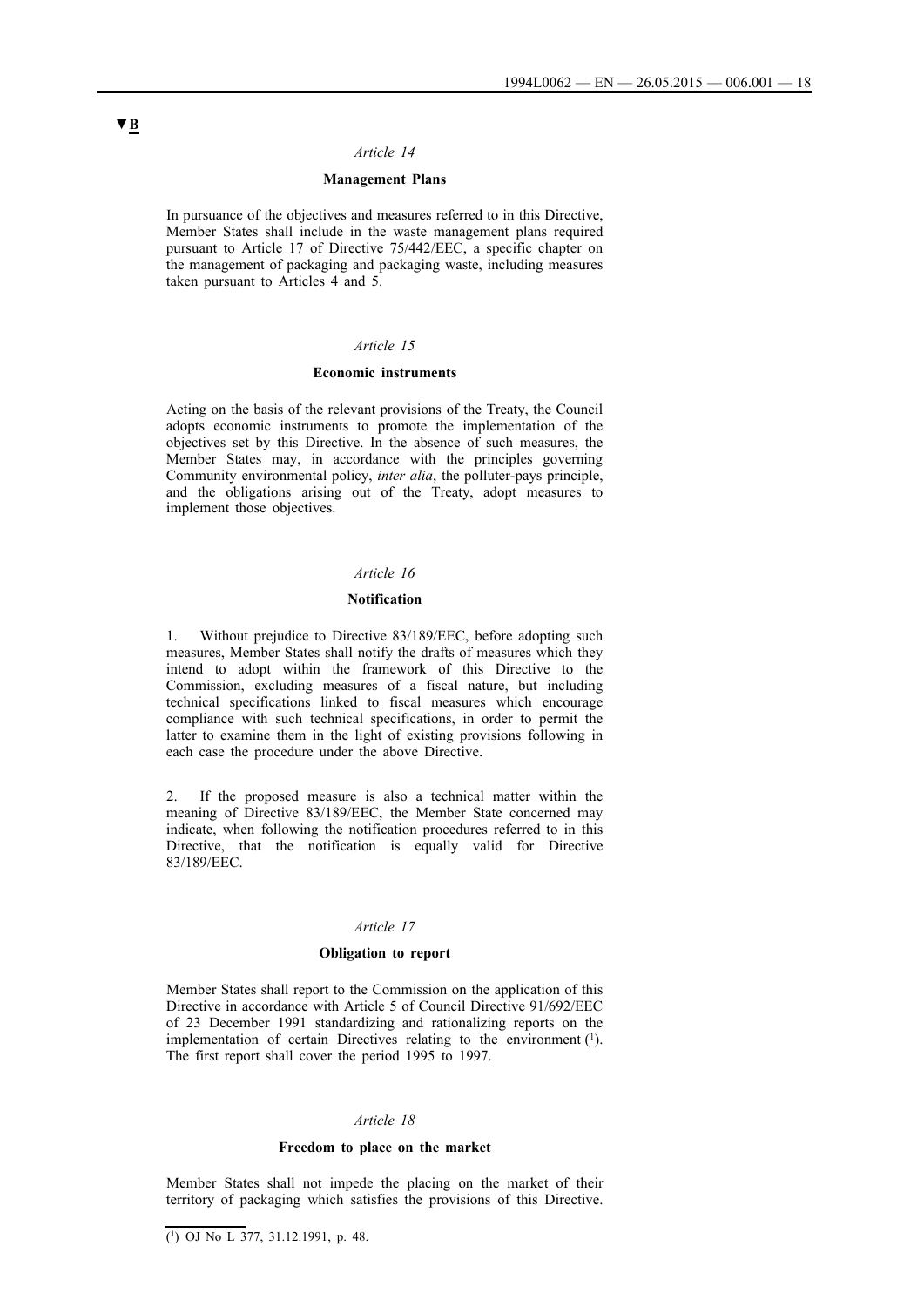▼B

*Article 14*

**Management Plans**

In pursuance of the objectives and measures referred to in this Directive, Member States shall include in the waste management plans required pursuant to Article 17 of Directive 75/442/EEC, a specific chapter on the management of packaging and packaging waste, including measures taken pursuant to Articles 4 and 5.

*Article 15*

**Economic instruments**

Acting on the basis of the relevant provisions of the Treaty, the Council adopts economic instruments to promote the implementation of the objectives set by this Directive. In the absence of such measures, the Member States may, in accordance with the principles governing Community environmental policy, *inter alia*, the polluter-pays principle, and the obligations arising out of the Treaty, adopt measures to implement those objectives.

*Article 16*

**Notification**

1. Without prejudice to Directive 83/189/EEC, before adopting such measures, Member States shall notify the drafts of measures which they intend to adopt within the framework of this Directive to the Commission, excluding measures of a fiscal nature, but including technical specifications linked to fiscal measures which encourage compliance with such technical specifications, in order to permit the latter to examine them in the light of existing provisions following in each case the procedure under the above Directive.

2. If the proposed measure is also a technical matter within the meaning of Directive 83/189/EEC, the Member State concerned may indicate, when following the notification procedures referred to in this Directive, that the notification is equally valid for Directive 83/189/EEC.

*Article 17*

**Obligation to report**

Member States shall report to the Commission on the application of this Directive in accordance with Article 5 of Council Directive 91/692/EEC of 23 December 1991 standardizing and rationalizing reports on the implementation of certain Directives relating to the environment [1]. The first report shall cover the period 1995 to 1997.

*Article 18*

**Freedom to place on the market**

Member States shall not impede the placing on the market of their territory of packaging which satisfies the provisions of this Directive.

---

[1] OJ No L 377, 31.12.1991, p. 48.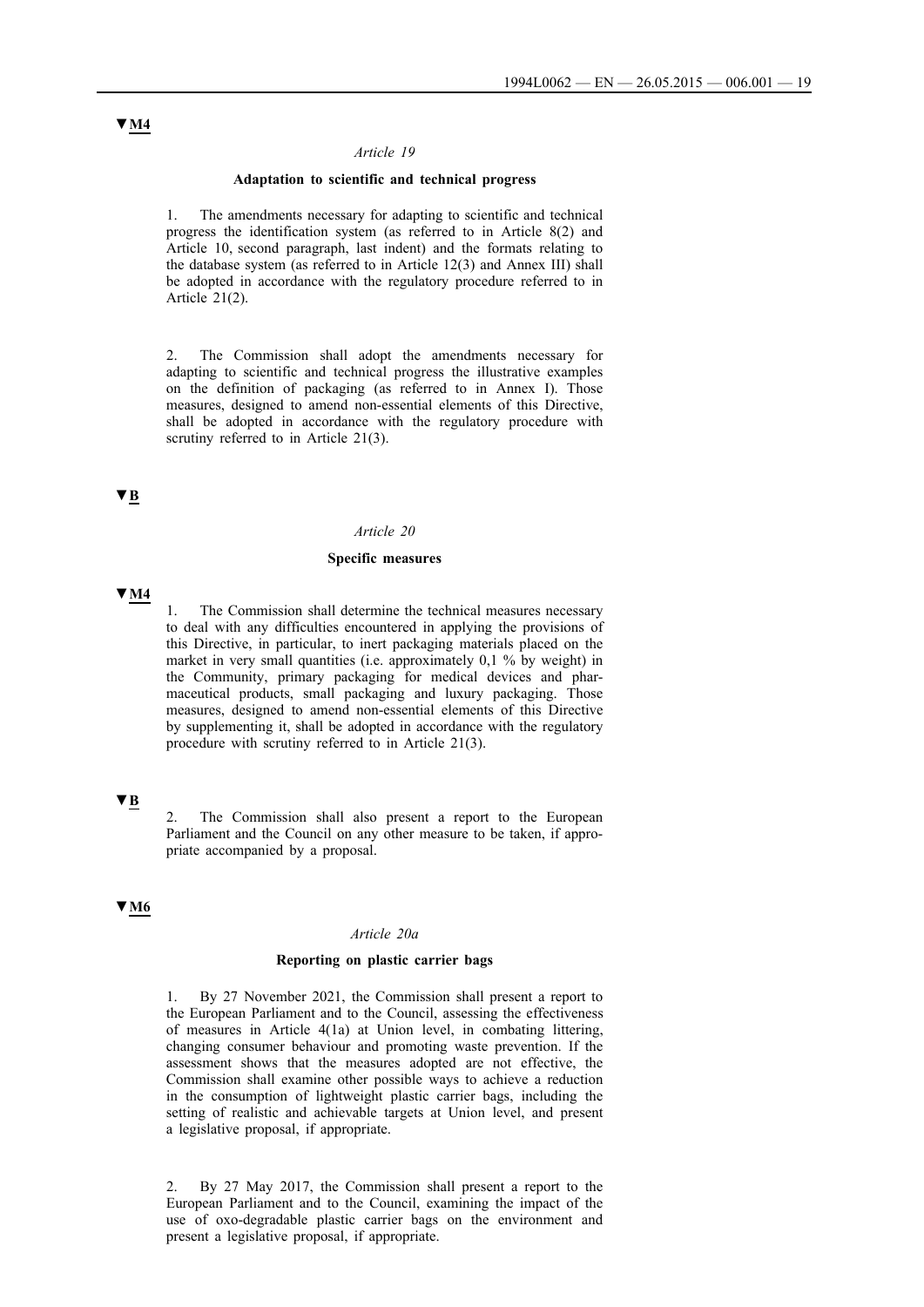▼M4

*Article 19*

**Adaptation to scientific and technical progress**

1. The amendments necessary for adapting to scientific and technical progress the identification system (as referred to in Article 8(2) and Article 10, second paragraph, last indent) and the formats relating to the database system (as referred to in Article 12(3) and Annex III) shall be adopted in accordance with the regulatory procedure referred to in Article 21(2).

2. The Commission shall adopt the amendments necessary for adapting to scientific and technical progress the illustrative examples on the definition of packaging (as referred to in Annex I). Those measures, designed to amend non-essential elements of this Directive, shall be adopted in accordance with the regulatory procedure with scrutiny referred to in Article 21(3).

▼B

*Article 20*

**Specific measures**

▼M4

1. The Commission shall determine the technical measures necessary to deal with any difficulties encountered in applying the provisions of this Directive, in particular, to inert packaging materials placed on the market in very small quantities (i.e. approximately 0,1 % by weight) in the Community, primary packaging for medical devices and pharmaceutical products, small packaging and luxury packaging. Those measures, designed to amend non-essential elements of this Directive by supplementing it, shall be adopted in accordance with the regulatory procedure with scrutiny referred to in Article 21(3).

▼B

2. The Commission shall also present a report to the European Parliament and the Council on any other measure to be taken, if appropriate accompanied by a proposal.

▼M6

*Article 20a*

**Reporting on plastic carrier bags**

1. By 27 November 2021, the Commission shall present a report to the European Parliament and to the Council, assessing the effectiveness of measures in Article 4(1a) at Union level, in combating littering, changing consumer behaviour and promoting waste prevention. If the assessment shows that the measures adopted are not effective, the Commission shall examine other possible ways to achieve a reduction in the consumption of lightweight plastic carrier bags, including the setting of realistic and achievable targets at Union level, and present a legislative proposal, if appropriate.

2. By 27 May 2017, the Commission shall present a report to the European Parliament and to the Council, examining the impact of the use of oxo-degradable plastic carrier bags on the environment and present a legislative proposal, if appropriate.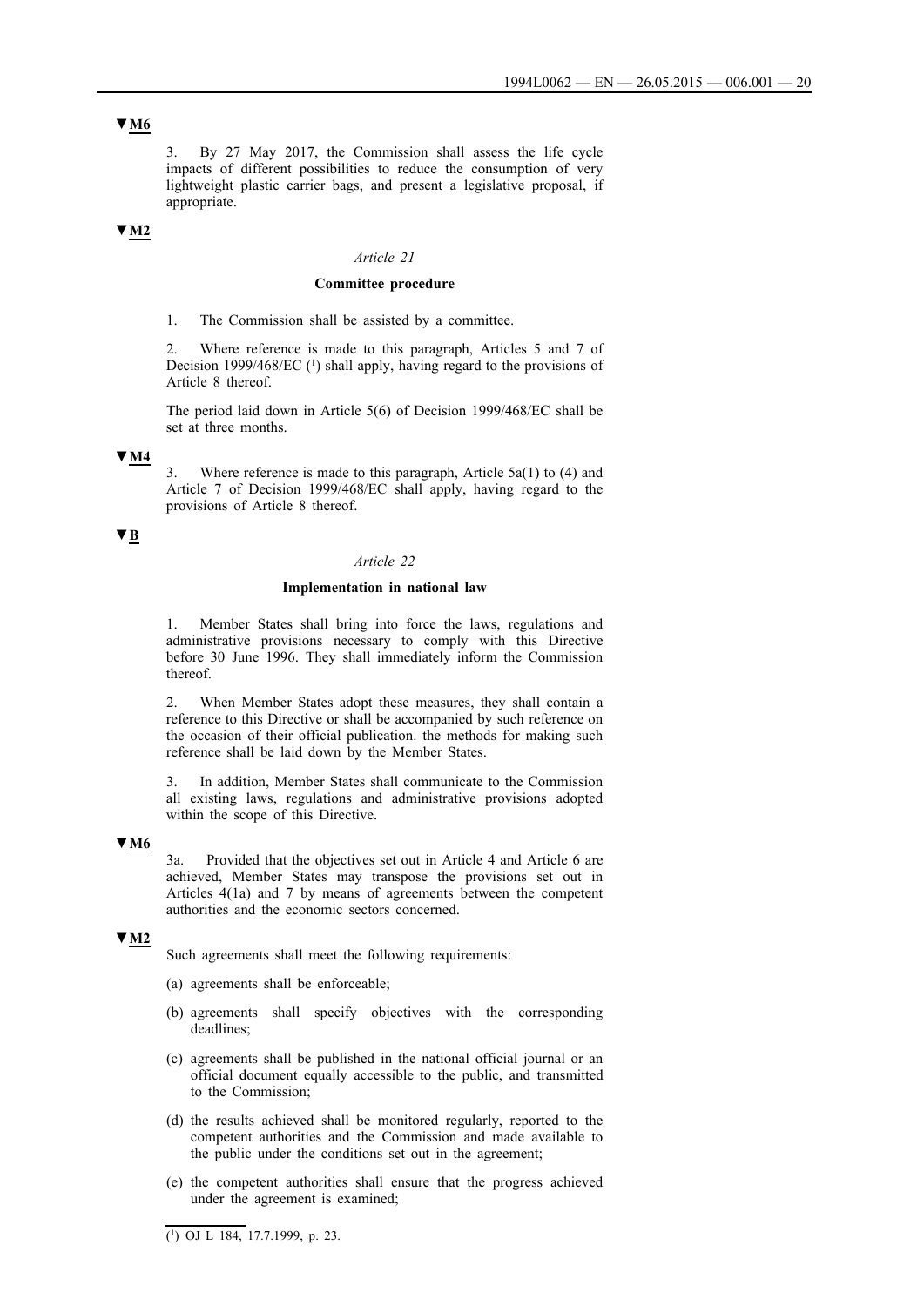▼M6

3. By 27 May 2017, the Commission shall assess the life cycle impacts of different possibilities to reduce the consumption of very lightweight plastic carrier bags, and present a legislative proposal, if appropriate.

▼M2

*Article 21*

**Committee procedure**

1. The Commission shall be assisted by a committee.

2. Where reference is made to this paragraph, Articles 5 and 7 of Decision 1999/468/EC [1] shall apply, having regard to the provisions of Article 8 thereof.

The period laid down in Article 5(6) of Decision 1999/468/EC shall be set at three months.

▼M4

3. Where reference is made to this paragraph, Article 5a(1) to (4) and Article 7 of Decision 1999/468/EC shall apply, having regard to the provisions of Article 8 thereof.

▼B

*Article 22*

**Implementation in national law**

1. Member States shall bring into force the laws, regulations and administrative provisions necessary to comply with this Directive before 30 June 1996. They shall immediately inform the Commission thereof.

2. When Member States adopt these measures, they shall contain a reference to this Directive or shall be accompanied by such reference on the occasion of their official publication. the methods for making such reference shall be laid down by the Member States.

3. In addition, Member States shall communicate to the Commission all existing laws, regulations and administrative provisions adopted within the scope of this Directive.

▼M6

3a. Provided that the objectives set out in Article 4 and Article 6 are achieved, Member States may transpose the provisions set out in Articles 4(1a) and 7 by means of agreements between the competent authorities and the economic sectors concerned.

▼M2

Such agreements shall meet the following requirements:

(a) agreements shall be enforceable;

(b) agreements shall specify objectives with the corresponding deadlines;

(c) agreements shall be published in the national official journal or an official document equally accessible to the public, and transmitted to the Commission;

(d) the results achieved shall be monitored regularly, reported to the competent authorities and the Commission and made available to the public under the conditions set out in the agreement;

(e) the competent authorities shall ensure that the progress achieved under the agreement is examined;

[1] OJ L 184, 17.7.1999, p. 23.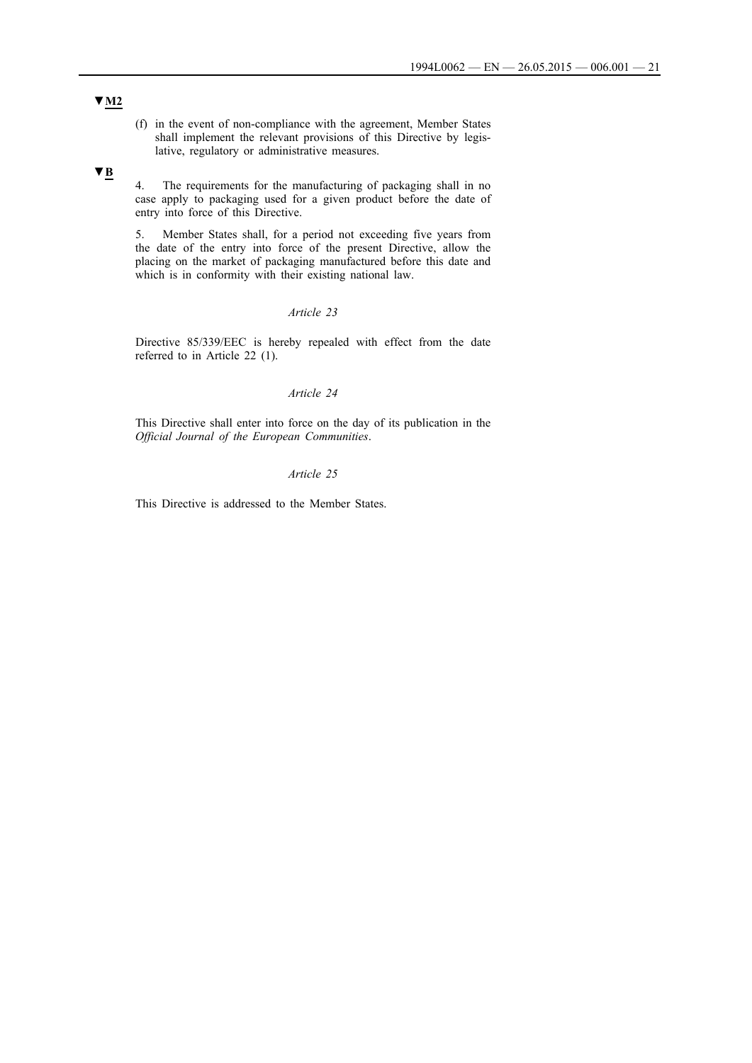▼M2

(f) in the event of non-compliance with the agreement, Member States shall implement the relevant provisions of this Directive by legislative, regulatory or administrative measures.

▼B

4. The requirements for the manufacturing of packaging shall in no case apply to packaging used for a given product before the date of entry into force of this Directive.

5. Member States shall, for a period not exceeding five years from the date of the entry into force of the present Directive, allow the placing on the market of packaging manufactured before this date and which is in conformity with their existing national law.

*Article 23*

Directive 85/339/EEC is hereby repealed with effect from the date referred to in Article 22 (1).

*Article 24*

This Directive shall enter into force on the day of its publication in the *Official Journal of the European Communities*.

*Article 25*

This Directive is addressed to the Member States.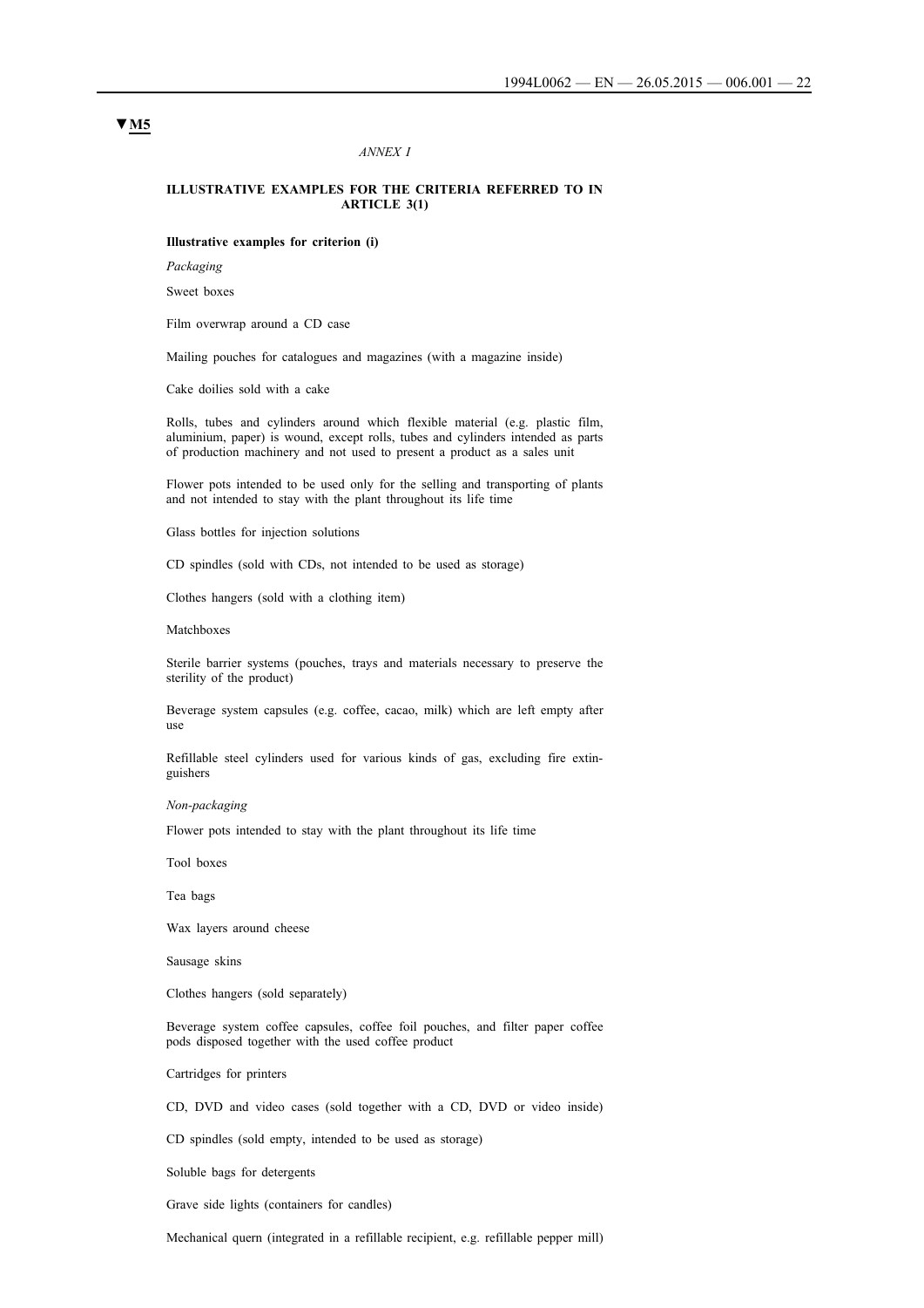▼M5

*ANNEX I*

**ILLUSTRATIVE EXAMPLES FOR THE CRITERIA REFERRED TO IN ARTICLE 3(1)**

**Illustrative examples for criterion (i)**

*Packaging*

Sweet boxes

Film overwrap around a CD case

Mailing pouches for catalogues and magazines (with a magazine inside)

Cake doilies sold with a cake

Rolls, tubes and cylinders around which flexible material (e.g. plastic film, aluminium, paper) is wound, except rolls, tubes and cylinders intended as parts of production machinery and not used to present a product as a sales unit

Flower pots intended to be used only for the selling and transporting of plants and not intended to stay with the plant throughout its life time

Glass bottles for injection solutions

CD spindles (sold with CDs, not intended to be used as storage)

Clothes hangers (sold with a clothing item)

Matchboxes

Sterile barrier systems (pouches, trays and materials necessary to preserve the sterility of the product)

Beverage system capsules (e.g. coffee, cacao, milk) which are left empty after use

Refillable steel cylinders used for various kinds of gas, excluding fire extinguishers

*Non-packaging*

Flower pots intended to stay with the plant throughout its life time

Tool boxes

Tea bags

Wax layers around cheese

Sausage skins

Clothes hangers (sold separately)

Beverage system coffee capsules, coffee foil pouches, and filter paper coffee pods disposed together with the used coffee product

Cartridges for printers

CD, DVD and video cases (sold together with a CD, DVD or video inside)

CD spindles (sold empty, intended to be used as storage)

Soluble bags for detergents

Grave side lights (containers for candles)

Mechanical quern (integrated in a refillable recipient, e.g. refillable pepper mill)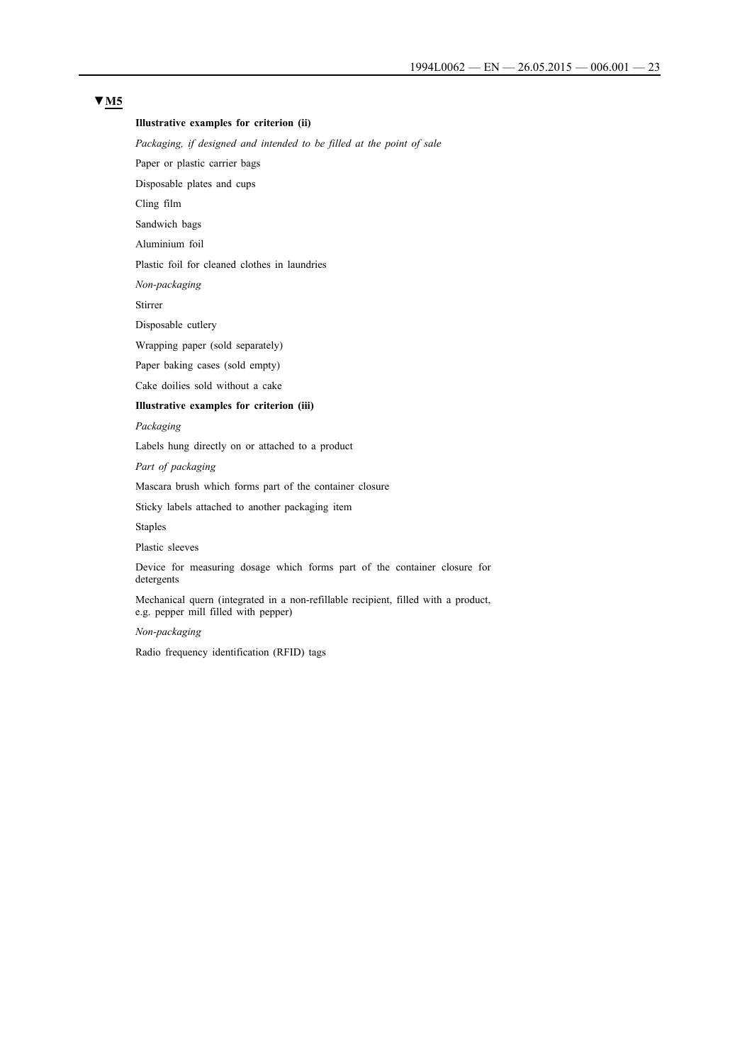**▼M5**

**Illustrative examples for criterion (ii)**

*Packaging, if designed and intended to be filled at the point of sale*

Paper or plastic carrier bags

Disposable plates and cups

Cling film

Sandwich bags

Aluminium foil

Plastic foil for cleaned clothes in laundries

*Non-packaging*

Stirrer

Disposable cutlery

Wrapping paper (sold separately)

Paper baking cases (sold empty)

Cake doilies sold without a cake

**Illustrative examples for criterion (iii)**

*Packaging*

Labels hung directly on or attached to a product

*Part of packaging*

Mascara brush which forms part of the container closure

Sticky labels attached to another packaging item

Staples

Plastic sleeves

Device for measuring dosage which forms part of the container closure for detergents

Mechanical quern (integrated in a non-refillable recipient, filled with a product, e.g. pepper mill filled with pepper)

*Non-packaging*

Radio frequency identification (RFID) tags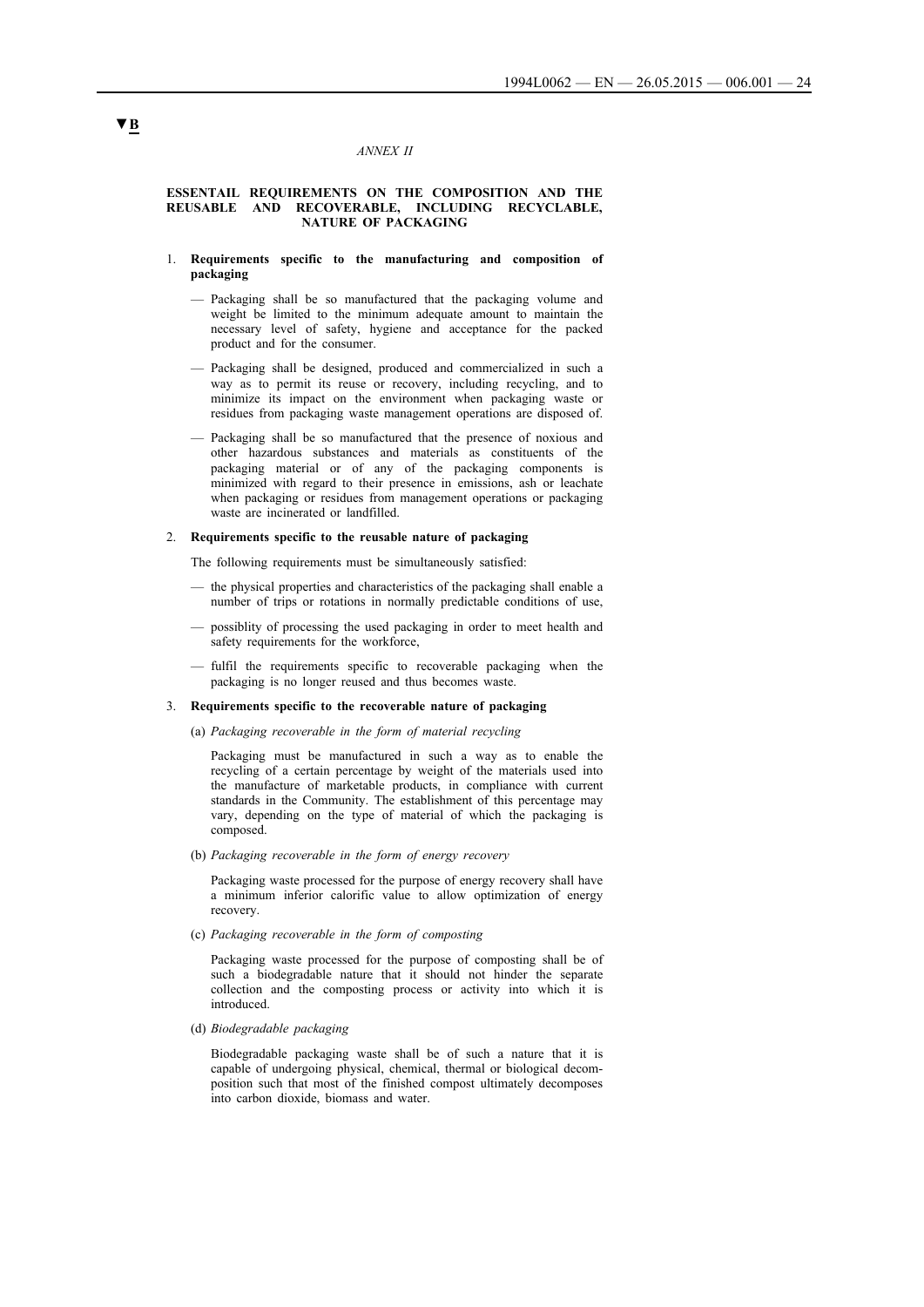▼B

*ANNEX II*

**ESSENTAIL REQUIREMENTS ON THE COMPOSITION AND THE REUSABLE AND RECOVERABLE, INCLUDING RECYCLABLE, NATURE OF PACKAGING**

1. **Requirements specific to the manufacturing and composition of packaging**

   — Packaging shall be so manufactured that the packaging volume and weight be limited to the minimum adequate amount to maintain the necessary level of safety, hygiene and acceptance for the packed product and for the consumer.

   — Packaging shall be designed, produced and commercialized in such a way as to permit its reuse or recovery, including recycling, and to minimize its impact on the environment when packaging waste or residues from packaging waste management operations are disposed of.

   — Packaging shall be so manufactured that the presence of noxious and other hazardous substances and materials as constituents of the packaging material or of any of the packaging components is minimized with regard to their presence in emissions, ash or leachate when packaging or residues from management operations or packaging waste are incinerated or landfilled.

2. **Requirements specific to the reusable nature of packaging**

   The following requirements must be simultaneously satisfied:

   — the physical properties and characteristics of the packaging shall enable a number of trips or rotations in normally predictable conditions of use,

   — possiblity of processing the used packaging in order to meet health and safety requirements for the workforce,

   — fulfil the requirements specific to recoverable packaging when the packaging is no longer reused and thus becomes waste.

3. **Requirements specific to the recoverable nature of packaging**

   (a) *Packaging recoverable in the form of material recycling*

   Packaging must be manufactured in such a way as to enable the recycling of a certain percentage by weight of the materials used into the manufacture of marketable products, in compliance with current standards in the Community. The establishment of this percentage may vary, depending on the type of material of which the packaging is composed.

   (b) *Packaging recoverable in the form of energy recovery*

   Packaging waste processed for the purpose of energy recovery shall have a minimum inferior calorific value to allow optimization of energy recovery.

   (c) *Packaging recoverable in the form of composting*

   Packaging waste processed for the purpose of composting shall be of such a biodegradable nature that it should not hinder the separate collection and the composting process or activity into which it is introduced.

   (d) *Biodegradable packaging*

   Biodegradable packaging waste shall be of such a nature that it is capable of undergoing physical, chemical, thermal or biological decomposition such that most of the finished compost ultimately decomposes into carbon dioxide, biomass and water.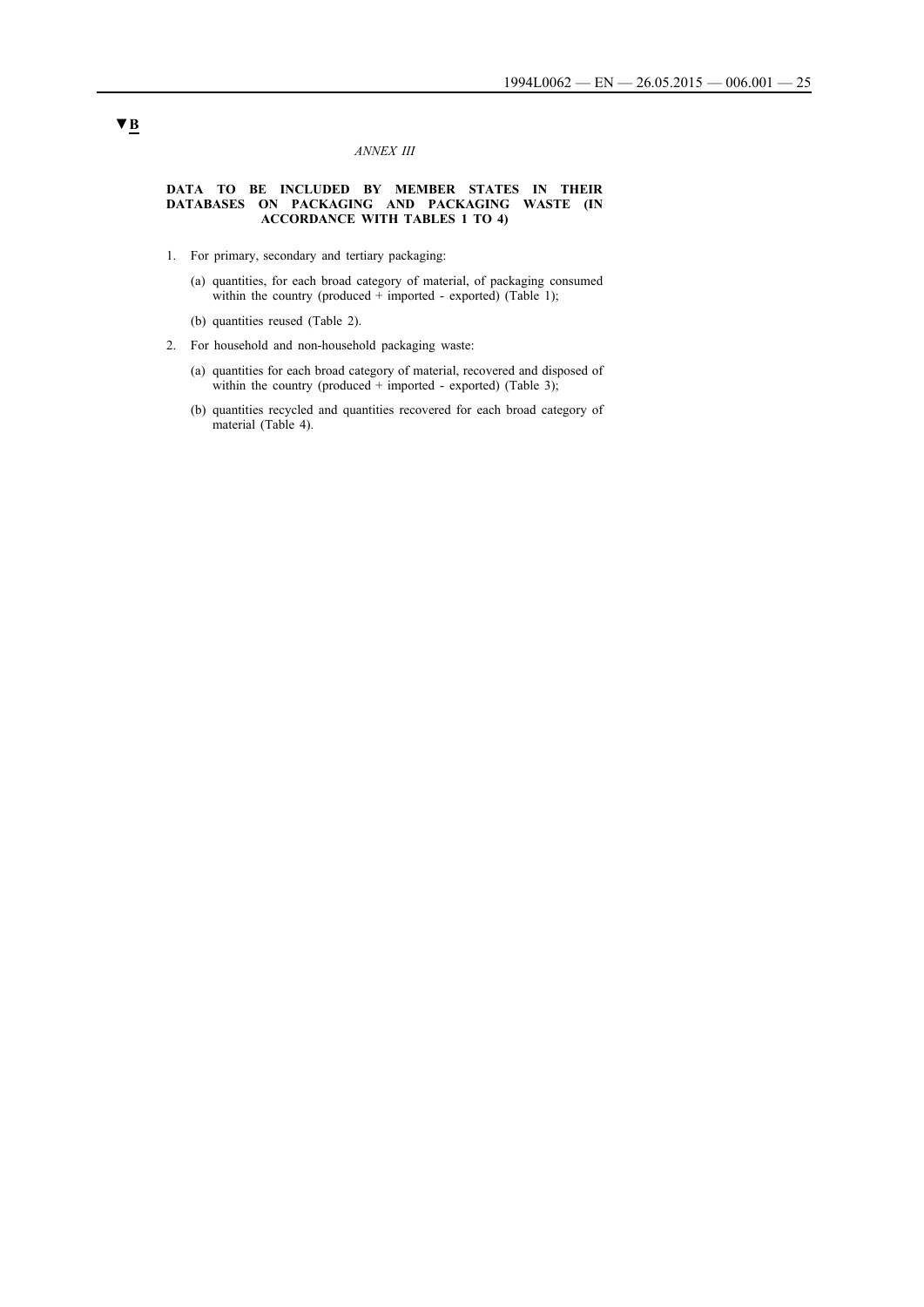▼B

*ANNEX III*

**DATA TO BE INCLUDED BY MEMBER STATES IN THEIR DATABASES ON PACKAGING AND PACKAGING WASTE (IN ACCORDANCE WITH TABLES 1 TO 4)**

1. For primary, secondary and tertiary packaging:

   (a) quantities, for each broad category of material, of packaging consumed within the country (produced + imported - exported) (Table 1);

   (b) quantities reused (Table 2).

2. For household and non-household packaging waste:

   (a) quantities for each broad category of material, recovered and disposed of within the country (produced + imported - exported) (Table 3);

   (b) quantities recycled and quantities recovered for each broad category of material (Table 4).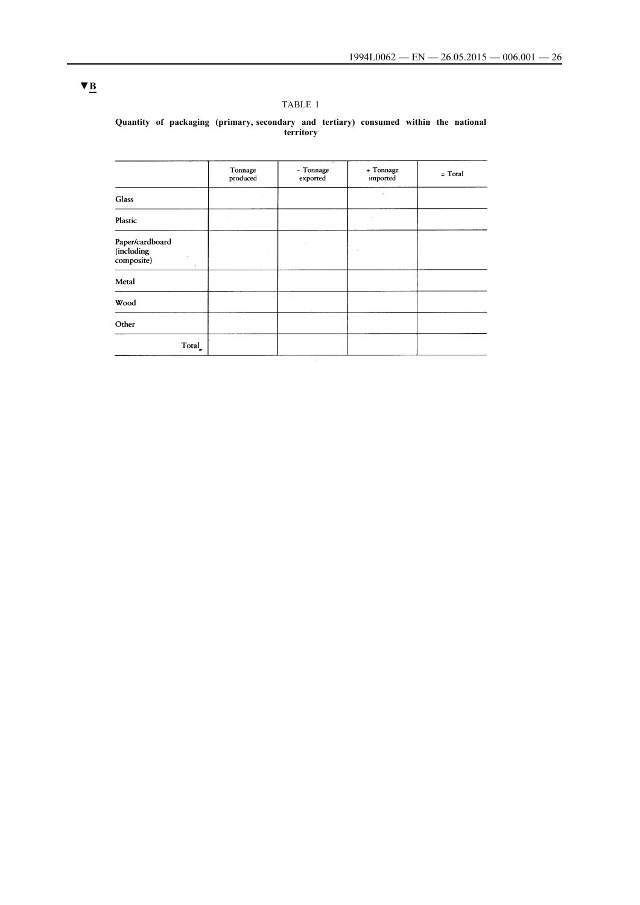▼B

TABLE 1

**Quantity of packaging (primary, secondary and tertiary) consumed within the national territory**

| | Tonnage produced | − Tonnage exported | + Tonnage imported | = Total |
|---|---|---|---|---|
| Glass | | | | |
| Plastic | | | | |
| Paper/cardboard (including composite) | | | | |
| Metal | | | | |
| Wood | | | | |
| Other | | | | |
| Total | | | | |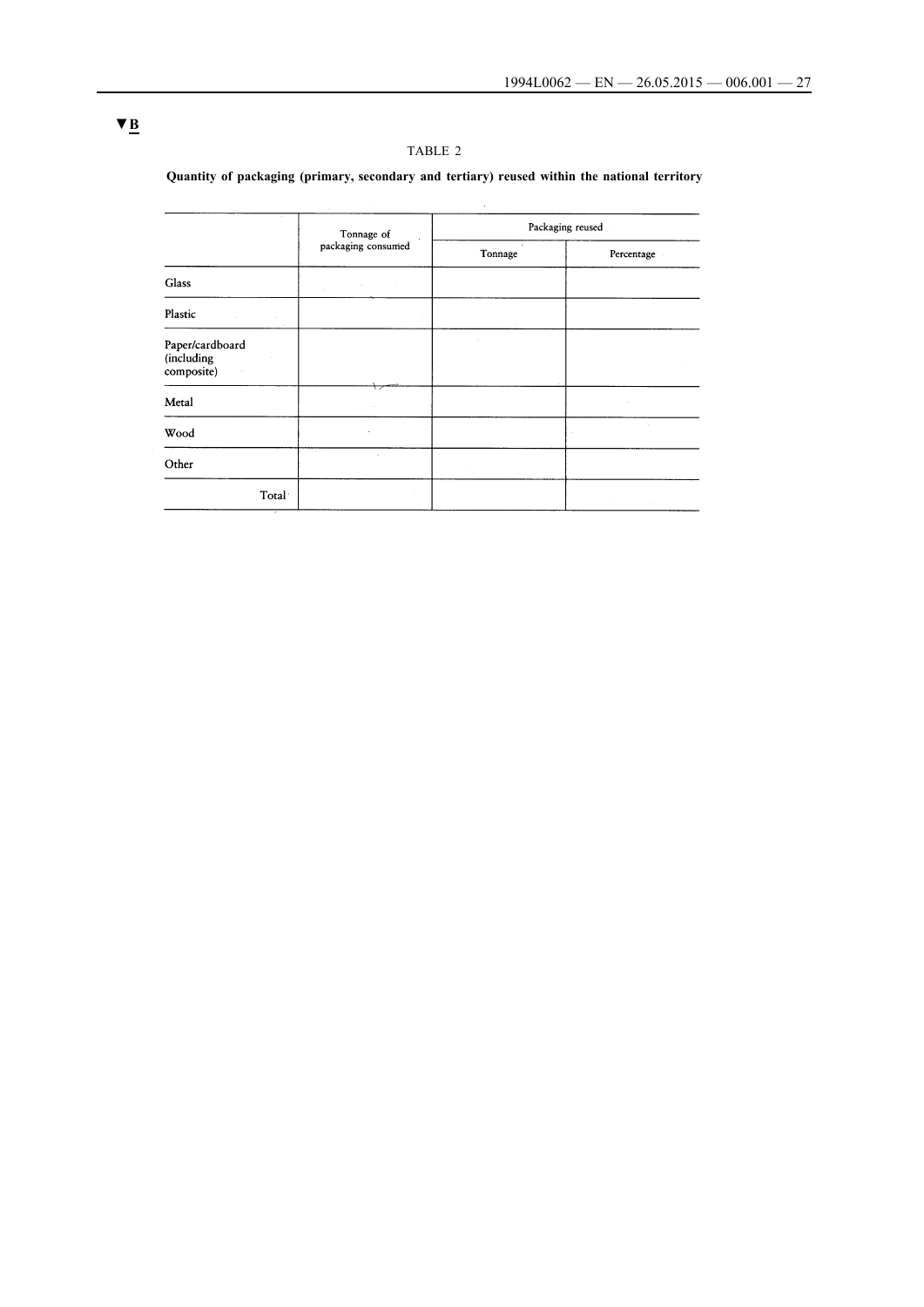▼B

TABLE 2

**Quantity of packaging (primary, secondary and tertiary) reused within the national territory**

| | Tonnage of packaging consumed | Packaging reused | |
|---|---|---|---|
| | | Tonnage | Percentage |
| Glass | | | |
| Plastic | | | |
| Paper/cardboard (including composite) | | | |
| Metal | | | |
| Wood | | | |
| Other | | | |
| Total | | | |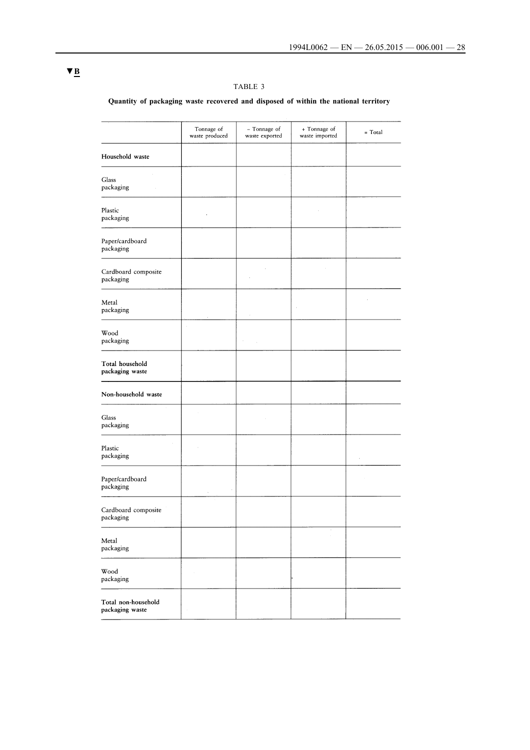▼B

TABLE 3

**Quantity of packaging waste recovered and disposed of within the national territory**

| | Tonnage of waste produced | – Tonnage of waste exported | + Tonnage of waste imported | = Total |
|---|---|---|---|---|
| **Household waste** | | | | |
| Glass packaging | | | | |
| Plastic packaging | | | | |
| Paper/cardboard packaging | | | | |
| Cardboard composite packaging | | | | |
| Metal packaging | | | | |
| Wood packaging | | | | |
| **Total household packaging waste** | | | | |
| **Non-household waste** | | | | |
| Glass packaging | | | | |
| Plastic packaging | | | | |
| Paper/cardboard packaging | | | | |
| Cardboard composite packaging | | | | |
| Metal packaging | | | | |
| Wood packaging | | | | |
| **Total non-household packaging waste** | | | | |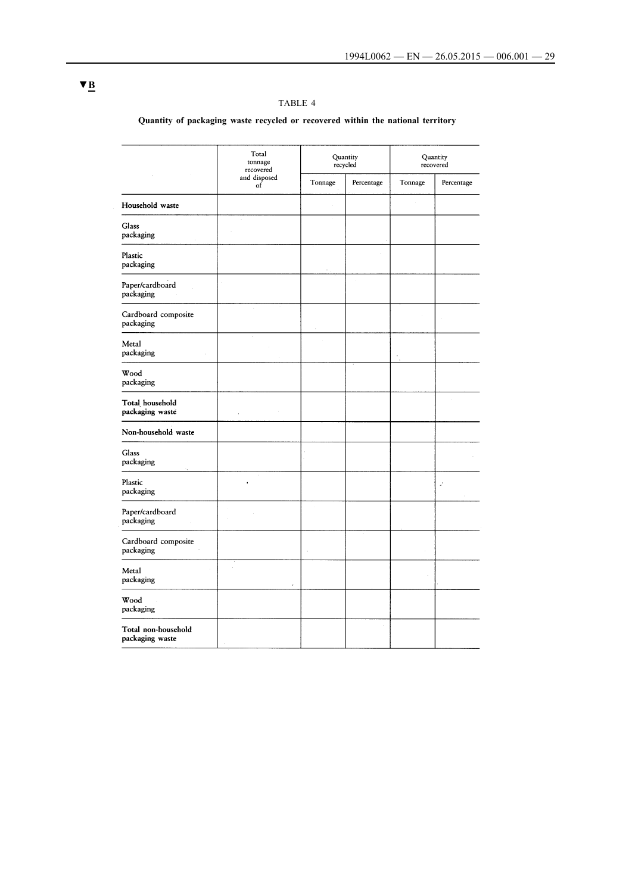▼B

TABLE 4

**Quantity of packaging waste recycled or recovered within the national territory**

| | Total tonnage recovered and disposed of | Quantity recycled | | Quantity recovered | |
|---|---|---|---|---|---|
| | | Tonnage | Percentage | Tonnage | Percentage |
| **Household waste** | | | | | |
| Glass packaging | | | | | |
| Plastic packaging | | | | | |
| Paper/cardboard packaging | | | | | |
| Cardboard composite packaging | | | | | |
| Metal packaging | | | | | |
| Wood packaging | | | | | |
| **Total household packaging waste** | | | | | |
| **Non-household waste** | | | | | |
| Glass packaging | | | | | |
| Plastic packaging | | | | | |
| Paper/cardboard packaging | | | | | |
| Cardboard composite packaging | | | | | |
| Metal packaging | | | | | |
| Wood packaging | | | | | |
| **Total non-household packaging waste** | | | | | |